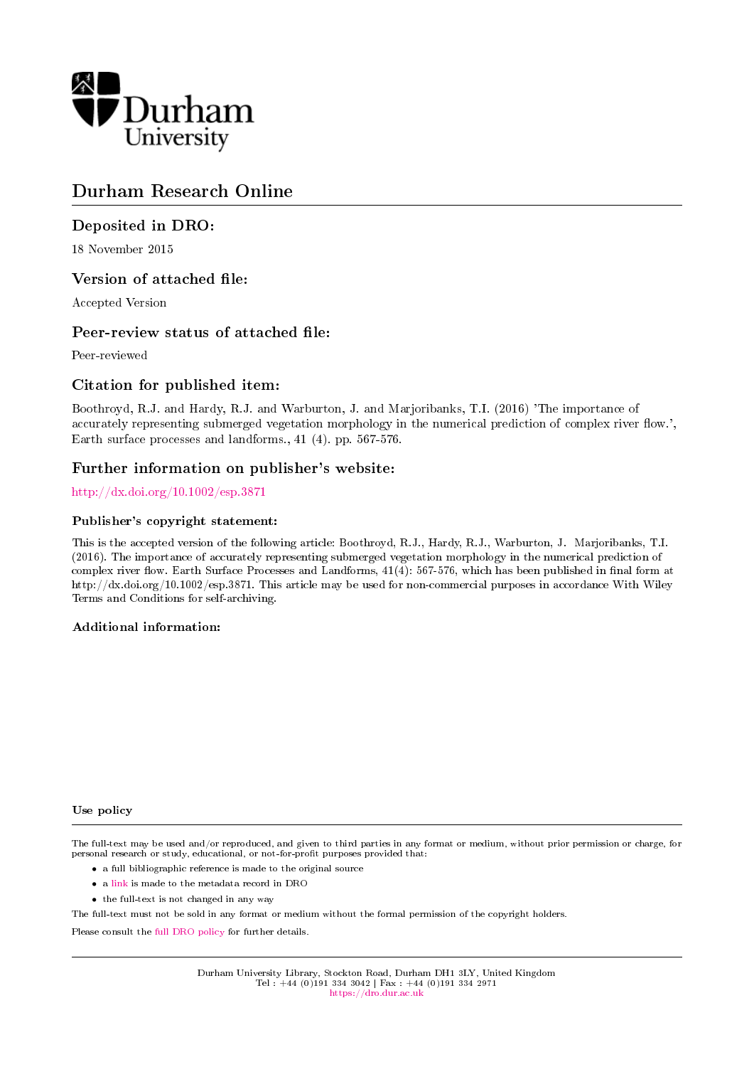Durham University

# Durham Research Online

## Deposited in DRO:

18 November 2015

## Version of attached file:

Accepted Version

## Peer-review status of attached file:

Peer-reviewed

## Citation for published item:

Boothroyd, R.J. and Hardy, R.J. and Warburton, J. and Marjoribanks, T.I. (2016) 'The importance of accurately representing submerged vegetation morphology in the numerical prediction of complex river flow.', Earth surface processes and landforms., 41 (4). pp. 567-576.

## Further information on publisher's website:

http://dx.doi.org/10.1002/esp.3871

### Publisher's copyright statement:

This is the accepted version of the following article: Boothroyd, R.J., Hardy, R.J., Warburton, J. Marjoribanks, T.I. (2016). The importance of accurately representing submerged vegetation morphology in the numerical prediction of complex river flow. Earth Surface Processes and Landforms, 41(4): 567-576, which has been published in final form at http://dx.doi.org/10.1002/esp.3871. This article may be used for non-commercial purposes in accordance With Wiley Terms and Conditions for self-archiving.

### Additional information:

### Use policy

The full-text may be used and/or reproduced, and given to third parties in any format or medium, without prior permission or charge, for personal research or study, educational, or not-for-profit purposes provided that:

- a full bibliographic reference is made to the original source
- a link is made to the metadata record in DRO
- the full-text is not changed in any way

The full-text must not be sold in any format or medium without the formal permission of the copyright holders.

Please consult the full DRO policy for further details.

Durham University Library, Stockton Road, Durham DH1 3LY, United Kingdom
Tel : +44 (0)191 334 3042 | Fax : +44 (0)191 334 2971
https://dro.dur.ac.uk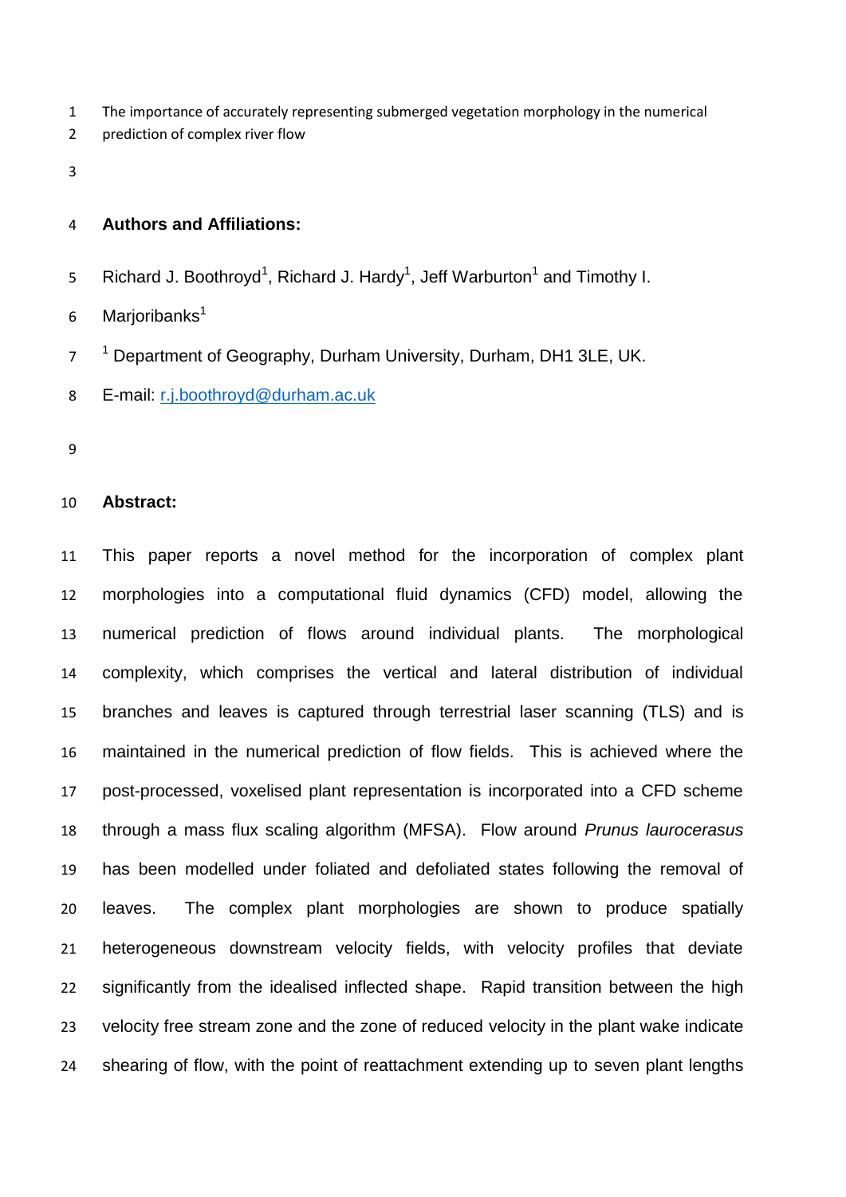The importance of accurately representing submerged vegetation morphology in the numerical prediction of complex river flow

**Authors and Affiliations:**

Richard J. Boothroyd[1], Richard J. Hardy[1], Jeff Warburton[1] and Timothy I. Marjoribanks[1]

[1] Department of Geography, Durham University, Durham, DH1 3LE, UK.

E-mail: r.j.boothroyd@durham.ac.uk

**Abstract:**

This paper reports a novel method for the incorporation of complex plant morphologies into a computational fluid dynamics (CFD) model, allowing the numerical prediction of flows around individual plants. The morphological complexity, which comprises the vertical and lateral distribution of individual branches and leaves is captured through terrestrial laser scanning (TLS) and is maintained in the numerical prediction of flow fields. This is achieved where the post-processed, voxelised plant representation is incorporated into a CFD scheme through a mass flux scaling algorithm (MFSA). Flow around *Prunus laurocerasus* has been modelled under foliated and defoliated states following the removal of leaves. The complex plant morphologies are shown to produce spatially heterogeneous downstream velocity fields, with velocity profiles that deviate significantly from the idealised inflected shape. Rapid transition between the high velocity free stream zone and the zone of reduced velocity in the plant wake indicate shearing of flow, with the point of reattachment extending up to seven plant lengths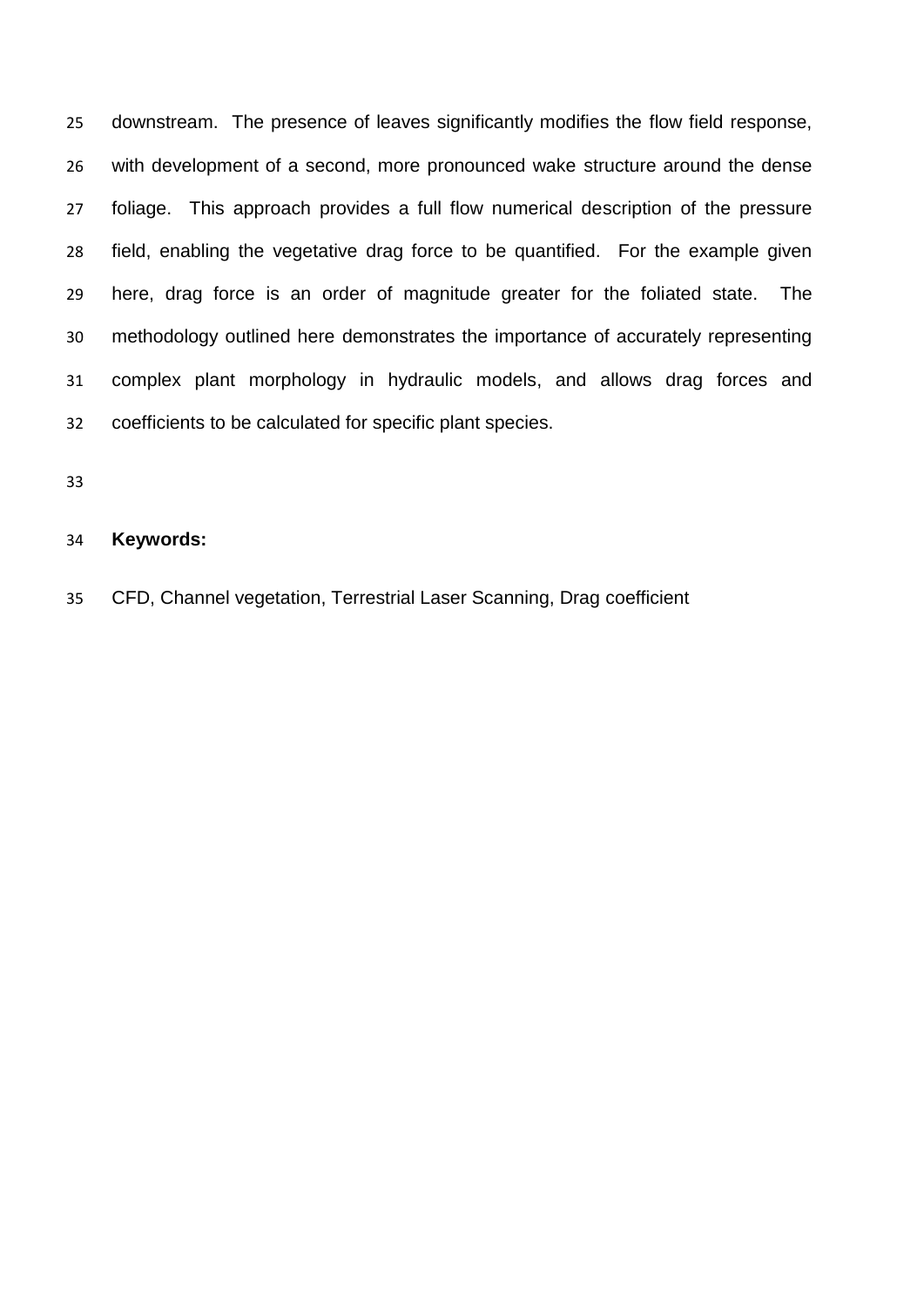downstream. The presence of leaves significantly modifies the flow field response, with development of a second, more pronounced wake structure around the dense foliage. This approach provides a full flow numerical description of the pressure field, enabling the vegetative drag force to be quantified. For the example given here, drag force is an order of magnitude greater for the foliated state. The methodology outlined here demonstrates the importance of accurately representing complex plant morphology in hydraulic models, and allows drag forces and coefficients to be calculated for specific plant species.

**Keywords:**

CFD, Channel vegetation, Terrestrial Laser Scanning, Drag coefficient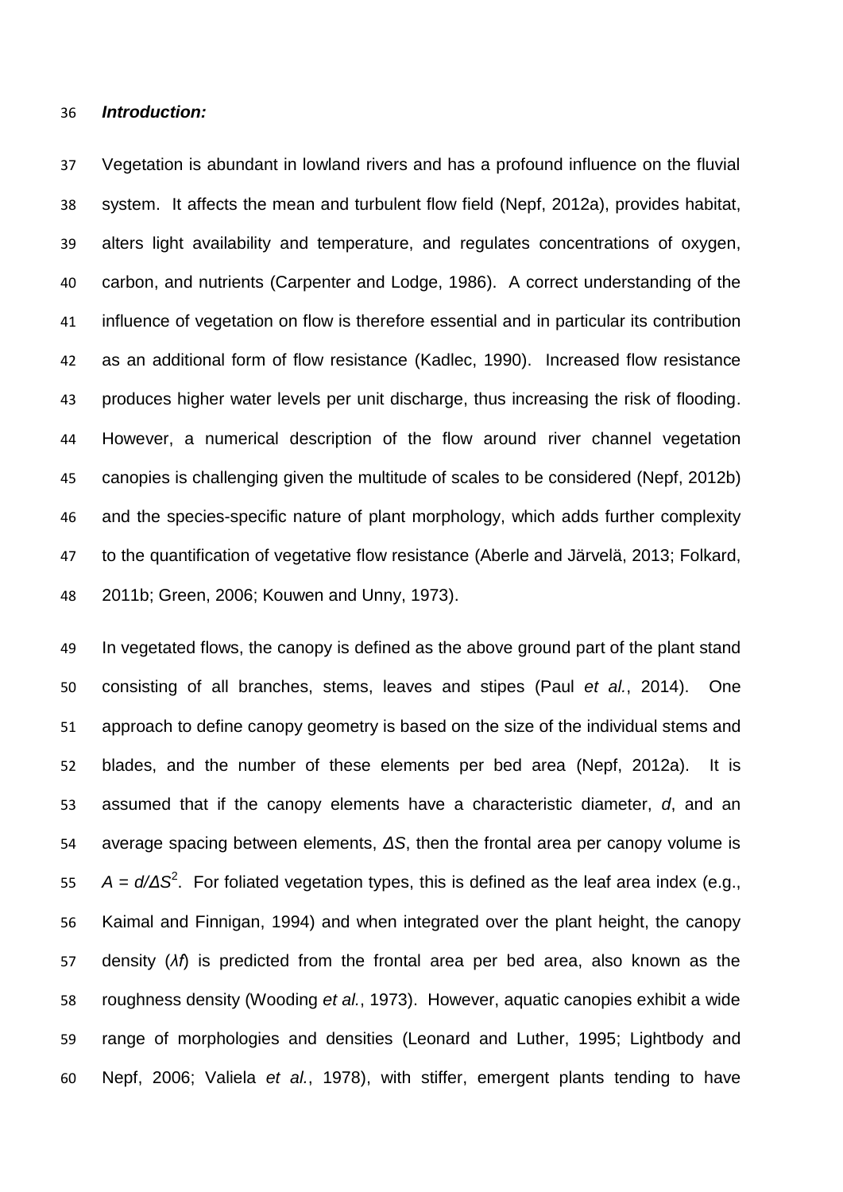***Introduction:***

Vegetation is abundant in lowland rivers and has a profound influence on the fluvial system. It affects the mean and turbulent flow field (Nepf, 2012a), provides habitat, alters light availability and temperature, and regulates concentrations of oxygen, carbon, and nutrients (Carpenter and Lodge, 1986). A correct understanding of the influence of vegetation on flow is therefore essential and in particular its contribution as an additional form of flow resistance (Kadlec, 1990). Increased flow resistance produces higher water levels per unit discharge, thus increasing the risk of flooding. However, a numerical description of the flow around river channel vegetation canopies is challenging given the multitude of scales to be considered (Nepf, 2012b) and the species-specific nature of plant morphology, which adds further complexity to the quantification of vegetative flow resistance (Aberle and Järvelä, 2013; Folkard, 2011b; Green, 2006; Kouwen and Unny, 1973).

In vegetated flows, the canopy is defined as the above ground part of the plant stand consisting of all branches, stems, leaves and stipes (Paul *et al.*, 2014). One approach to define canopy geometry is based on the size of the individual stems and blades, and the number of these elements per bed area (Nepf, 2012a). It is assumed that if the canopy elements have a characteristic diameter, $d$, and an average spacing between elements, $\Delta S$, then the frontal area per canopy volume is $A = d/\Delta S^2$. For foliated vegetation types, this is defined as the leaf area index (e.g., Kaimal and Finnigan, 1994) and when integrated over the plant height, the canopy density ($\lambda f$) is predicted from the frontal area per bed area, also known as the roughness density (Wooding *et al.*, 1973). However, aquatic canopies exhibit a wide range of morphologies and densities (Leonard and Luther, 1995; Lightbody and Nepf, 2006; Valiela *et al.*, 1978), with stiffer, emergent plants tending to have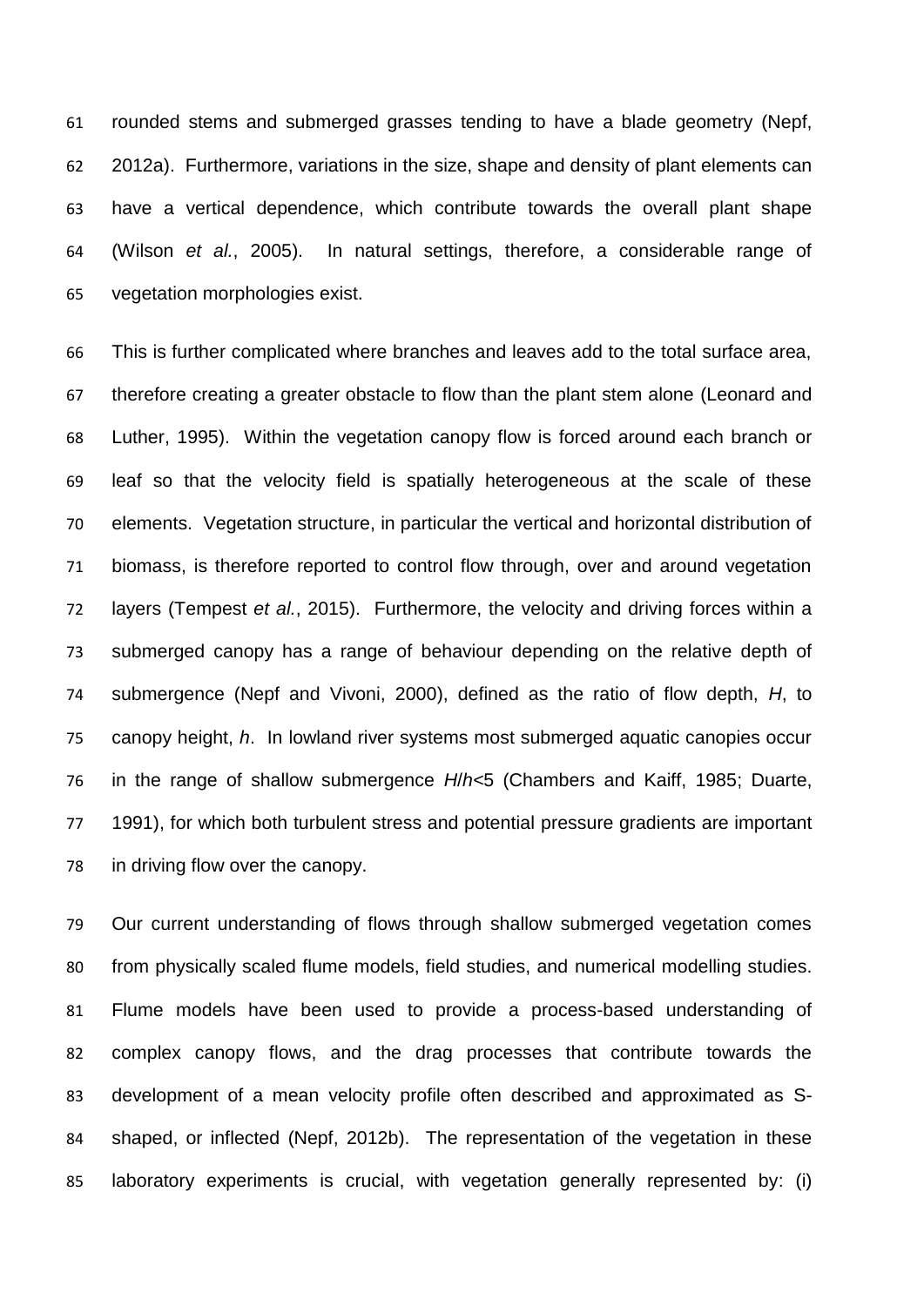rounded stems and submerged grasses tending to have a blade geometry (Nepf, 2012a). Furthermore, variations in the size, shape and density of plant elements can have a vertical dependence, which contribute towards the overall plant shape (Wilson *et al.*, 2005). In natural settings, therefore, a considerable range of vegetation morphologies exist.

This is further complicated where branches and leaves add to the total surface area, therefore creating a greater obstacle to flow than the plant stem alone (Leonard and Luther, 1995). Within the vegetation canopy flow is forced around each branch or leaf so that the velocity field is spatially heterogeneous at the scale of these elements. Vegetation structure, in particular the vertical and horizontal distribution of biomass, is therefore reported to control flow through, over and around vegetation layers (Tempest *et al.*, 2015). Furthermore, the velocity and driving forces within a submerged canopy has a range of behaviour depending on the relative depth of submergence (Nepf and Vivoni, 2000), defined as the ratio of flow depth, $H$, to canopy height, $h$. In lowland river systems most submerged aquatic canopies occur in the range of shallow submergence $H/h<5$ (Chambers and Kaiff, 1985; Duarte, 1991), for which both turbulent stress and potential pressure gradients are important in driving flow over the canopy.

Our current understanding of flows through shallow submerged vegetation comes from physically scaled flume models, field studies, and numerical modelling studies. Flume models have been used to provide a process-based understanding of complex canopy flows, and the drag processes that contribute towards the development of a mean velocity profile often described and approximated as S-shaped, or inflected (Nepf, 2012b). The representation of the vegetation in these laboratory experiments is crucial, with vegetation generally represented by: (i)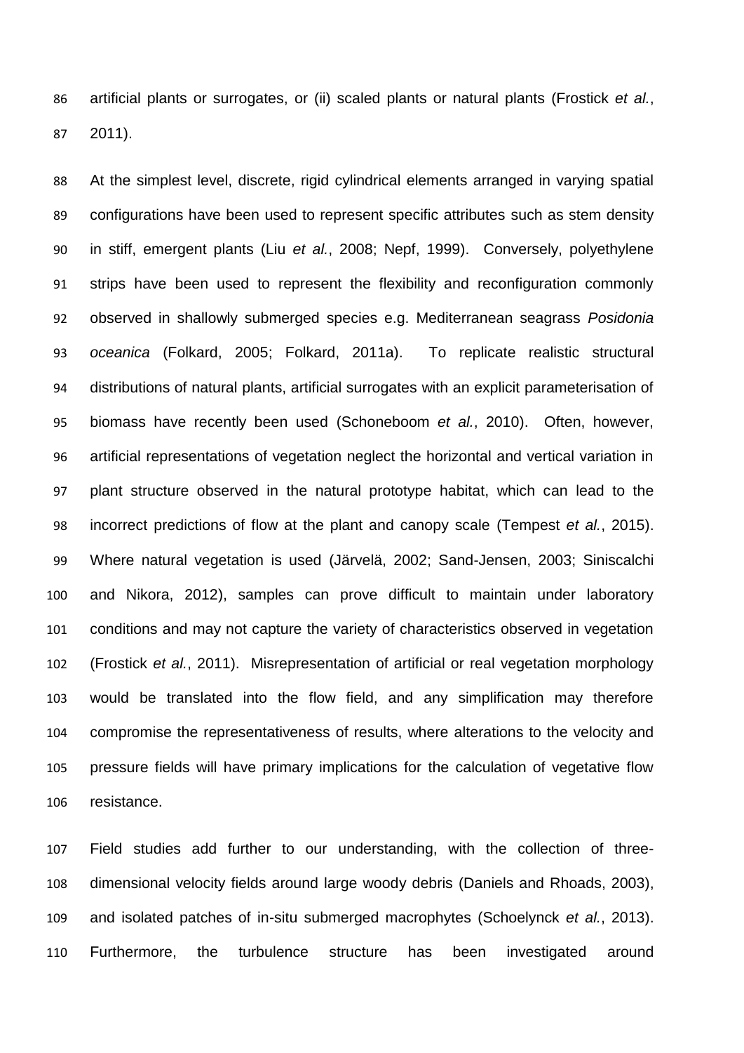artificial plants or surrogates, or (ii) scaled plants or natural plants (Frostick *et al.*, 2011).

At the simplest level, discrete, rigid cylindrical elements arranged in varying spatial configurations have been used to represent specific attributes such as stem density in stiff, emergent plants (Liu *et al.*, 2008; Nepf, 1999). Conversely, polyethylene strips have been used to represent the flexibility and reconfiguration commonly observed in shallowly submerged species e.g. Mediterranean seagrass *Posidonia oceanica* (Folkard, 2005; Folkard, 2011a). To replicate realistic structural distributions of natural plants, artificial surrogates with an explicit parameterisation of biomass have recently been used (Schoneboom *et al.*, 2010). Often, however, artificial representations of vegetation neglect the horizontal and vertical variation in plant structure observed in the natural prototype habitat, which can lead to the incorrect predictions of flow at the plant and canopy scale (Tempest *et al.*, 2015). Where natural vegetation is used (Järvelä, 2002; Sand-Jensen, 2003; Siniscalchi and Nikora, 2012), samples can prove difficult to maintain under laboratory conditions and may not capture the variety of characteristics observed in vegetation (Frostick *et al.*, 2011). Misrepresentation of artificial or real vegetation morphology would be translated into the flow field, and any simplification may therefore compromise the representativeness of results, where alterations to the velocity and pressure fields will have primary implications for the calculation of vegetative flow resistance.

Field studies add further to our understanding, with the collection of three-dimensional velocity fields around large woody debris (Daniels and Rhoads, 2003), and isolated patches of in-situ submerged macrophytes (Schoelynck *et al.*, 2013). Furthermore, the turbulence structure has been investigated around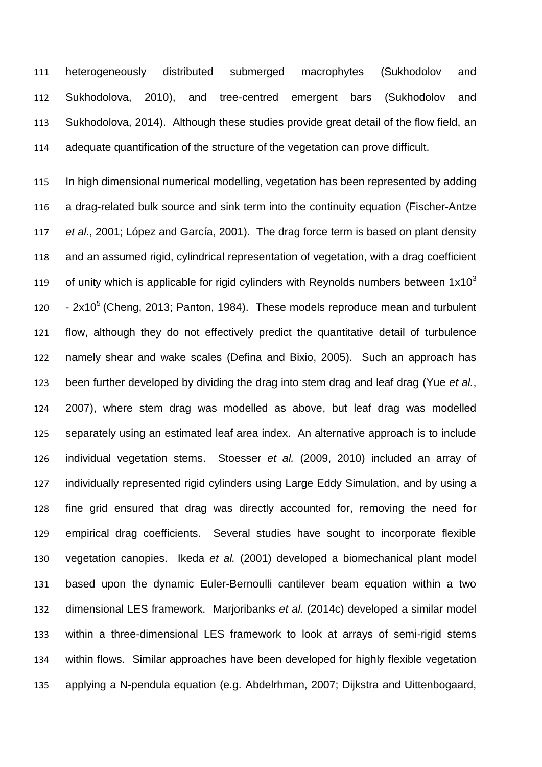heterogeneously distributed submerged macrophytes (Sukhodolov and Sukhodolova, 2010), and tree-centred emergent bars (Sukhodolov and Sukhodolova, 2014). Although these studies provide great detail of the flow field, an adequate quantification of the structure of the vegetation can prove difficult.

In high dimensional numerical modelling, vegetation has been represented by adding a drag-related bulk source and sink term into the continuity equation (Fischer-Antze *et al.*, 2001; López and García, 2001). The drag force term is based on plant density and an assumed rigid, cylindrical representation of vegetation, with a drag coefficient of unity which is applicable for rigid cylinders with Reynolds numbers between $1 \times 10^3$ - $2 \times 10^5$ (Cheng, 2013; Panton, 1984). These models reproduce mean and turbulent flow, although they do not effectively predict the quantitative detail of turbulence namely shear and wake scales (Defina and Bixio, 2005). Such an approach has been further developed by dividing the drag into stem drag and leaf drag (Yue *et al.*, 2007), where stem drag was modelled as above, but leaf drag was modelled separately using an estimated leaf area index. An alternative approach is to include individual vegetation stems. Stoesser *et al.* (2009, 2010) included an array of individually represented rigid cylinders using Large Eddy Simulation, and by using a fine grid ensured that drag was directly accounted for, removing the need for empirical drag coefficients. Several studies have sought to incorporate flexible vegetation canopies. Ikeda *et al.* (2001) developed a biomechanical plant model based upon the dynamic Euler-Bernoulli cantilever beam equation within a two dimensional LES framework. Marjoribanks *et al.* (2014c) developed a similar model within a three-dimensional LES framework to look at arrays of semi-rigid stems within flows. Similar approaches have been developed for highly flexible vegetation applying a N-pendula equation (e.g. Abdelrhman, 2007; Dijkstra and Uittenbogaard,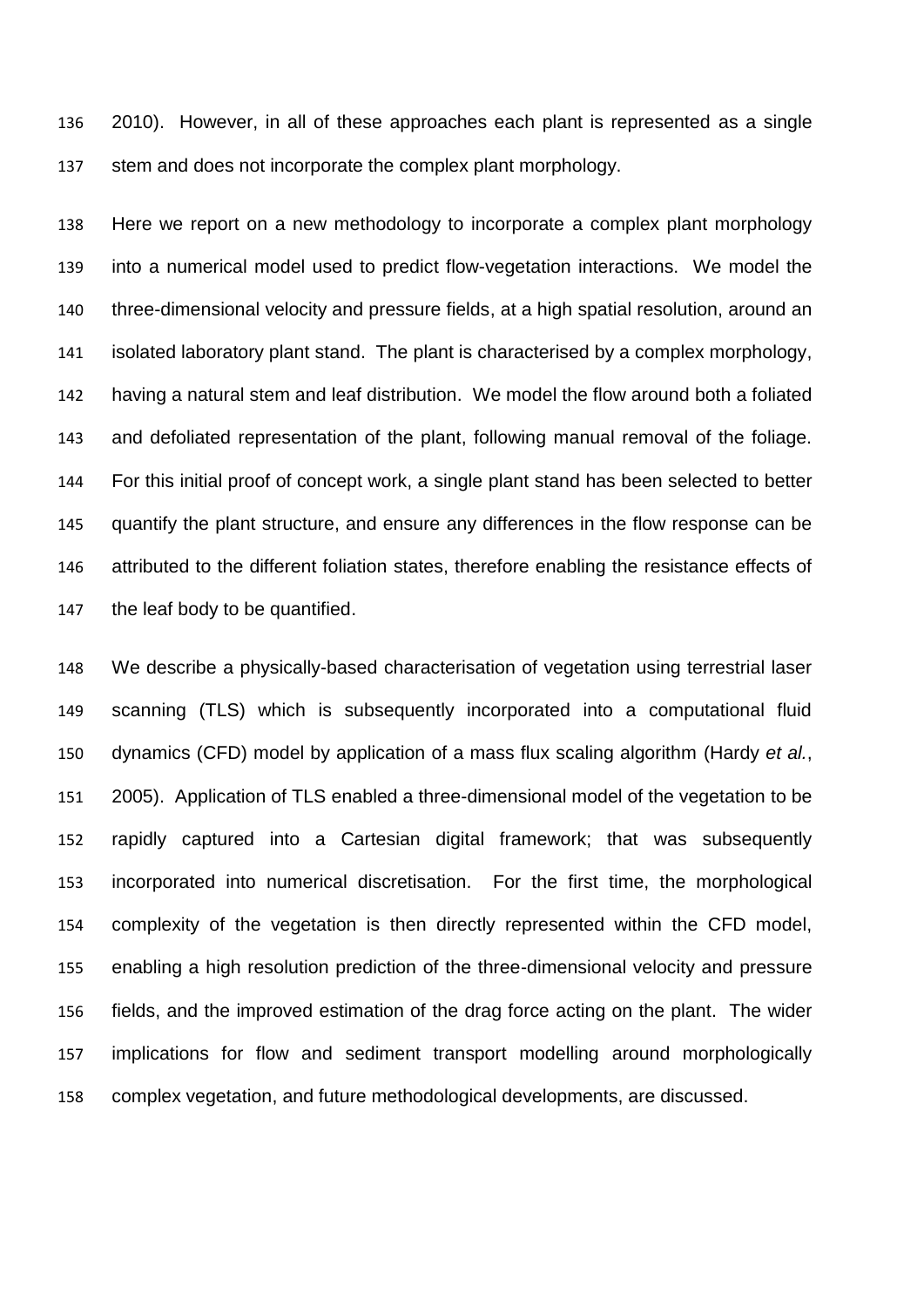2010). However, in all of these approaches each plant is represented as a single stem and does not incorporate the complex plant morphology.

Here we report on a new methodology to incorporate a complex plant morphology into a numerical model used to predict flow-vegetation interactions. We model the three-dimensional velocity and pressure fields, at a high spatial resolution, around an isolated laboratory plant stand. The plant is characterised by a complex morphology, having a natural stem and leaf distribution. We model the flow around both a foliated and defoliated representation of the plant, following manual removal of the foliage. For this initial proof of concept work, a single plant stand has been selected to better quantify the plant structure, and ensure any differences in the flow response can be attributed to the different foliation states, therefore enabling the resistance effects of the leaf body to be quantified.

We describe a physically-based characterisation of vegetation using terrestrial laser scanning (TLS) which is subsequently incorporated into a computational fluid dynamics (CFD) model by application of a mass flux scaling algorithm (Hardy *et al.*, 2005). Application of TLS enabled a three-dimensional model of the vegetation to be rapidly captured into a Cartesian digital framework; that was subsequently incorporated into numerical discretisation. For the first time, the morphological complexity of the vegetation is then directly represented within the CFD model, enabling a high resolution prediction of the three-dimensional velocity and pressure fields, and the improved estimation of the drag force acting on the plant. The wider implications for flow and sediment transport modelling around morphologically complex vegetation, and future methodological developments, are discussed.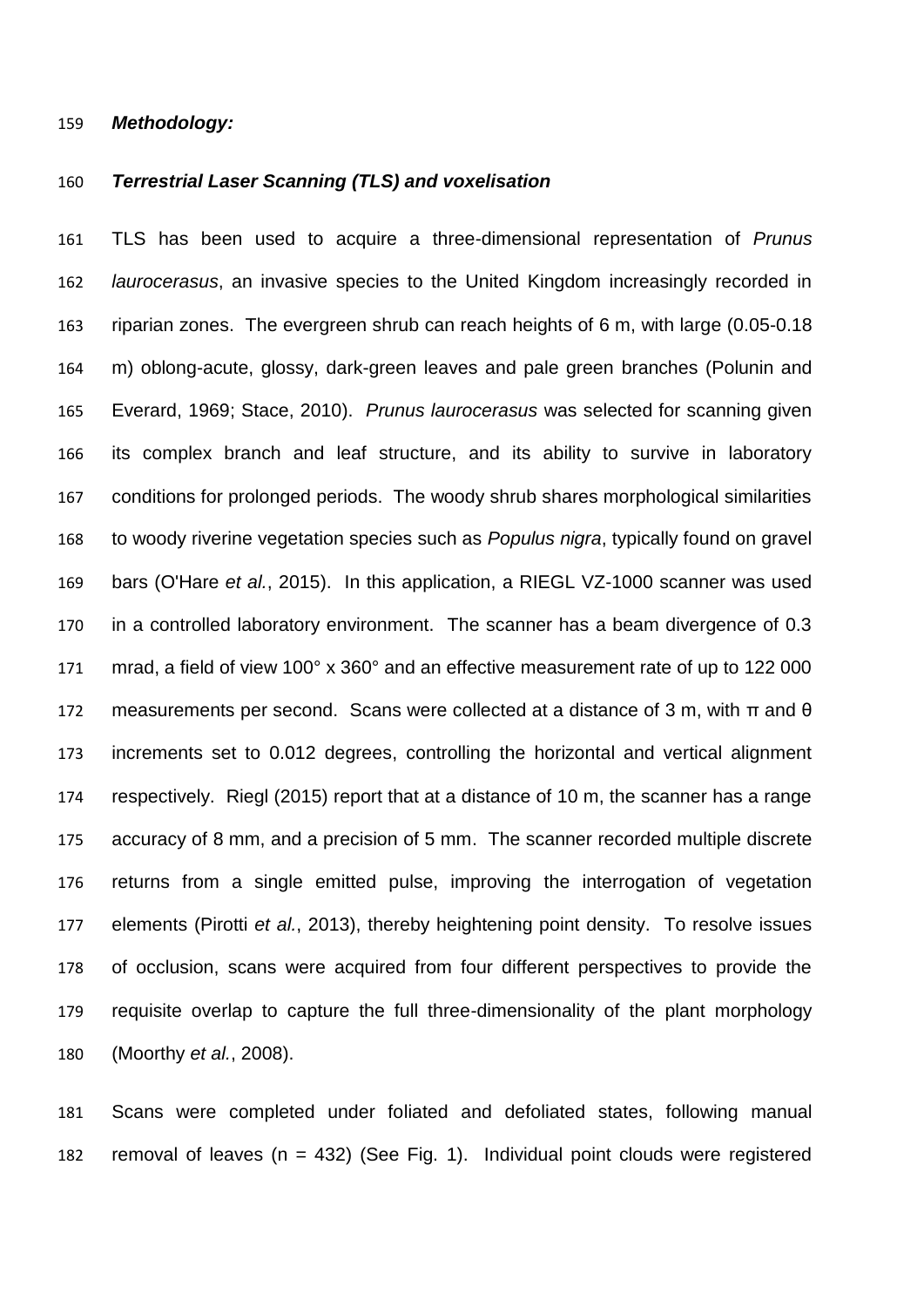***Methodology:***

***Terrestrial Laser Scanning (TLS) and voxelisation***

TLS has been used to acquire a three-dimensional representation of *Prunus laurocerasus*, an invasive species to the United Kingdom increasingly recorded in riparian zones. The evergreen shrub can reach heights of 6 m, with large (0.05-0.18 m) oblong-acute, glossy, dark-green leaves and pale green branches (Polunin and Everard, 1969; Stace, 2010). *Prunus laurocerasus* was selected for scanning given its complex branch and leaf structure, and its ability to survive in laboratory conditions for prolonged periods. The woody shrub shares morphological similarities to woody riverine vegetation species such as *Populus nigra*, typically found on gravel bars (O'Hare *et al.*, 2015). In this application, a RIEGL VZ-1000 scanner was used in a controlled laboratory environment. The scanner has a beam divergence of 0.3 mrad, a field of view 100° x 360° and an effective measurement rate of up to 122 000 measurements per second. Scans were collected at a distance of 3 m, with $\pi$ and $\theta$ increments set to 0.012 degrees, controlling the horizontal and vertical alignment respectively. Riegl (2015) report that at a distance of 10 m, the scanner has a range accuracy of 8 mm, and a precision of 5 mm. The scanner recorded multiple discrete returns from a single emitted pulse, improving the interrogation of vegetation elements (Pirotti *et al.*, 2013), thereby heightening point density. To resolve issues of occlusion, scans were acquired from four different perspectives to provide the requisite overlap to capture the full three-dimensionality of the plant morphology (Moorthy *et al.*, 2008).

Scans were completed under foliated and defoliated states, following manual removal of leaves (n = 432) (See Fig. 1). Individual point clouds were registered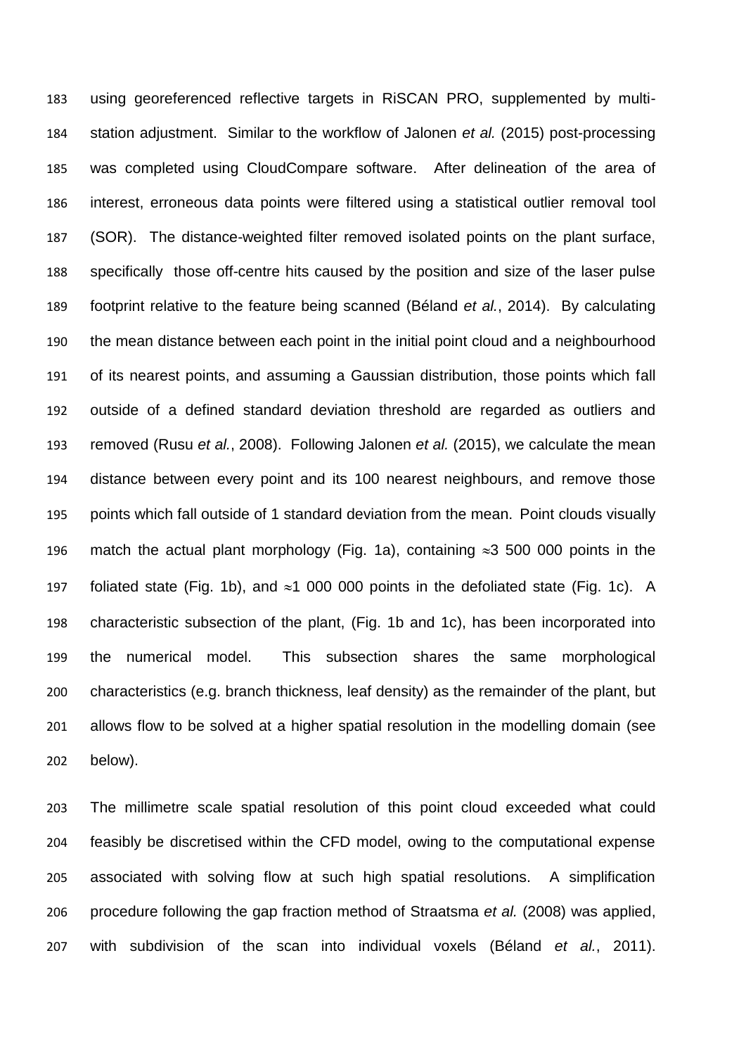using georeferenced reflective targets in RiSCAN PRO, supplemented by multi-station adjustment. Similar to the workflow of Jalonen *et al.* (2015) post-processing was completed using CloudCompare software. After delineation of the area of interest, erroneous data points were filtered using a statistical outlier removal tool (SOR). The distance-weighted filter removed isolated points on the plant surface, specifically those off-centre hits caused by the position and size of the laser pulse footprint relative to the feature being scanned (Béland *et al.*, 2014). By calculating the mean distance between each point in the initial point cloud and a neighbourhood of its nearest points, and assuming a Gaussian distribution, those points which fall outside of a defined standard deviation threshold are regarded as outliers and removed (Rusu *et al.*, 2008). Following Jalonen *et al.* (2015), we calculate the mean distance between every point and its 100 nearest neighbours, and remove those points which fall outside of 1 standard deviation from the mean. Point clouds visually match the actual plant morphology (Fig. 1a), containing $\approx$3 500 000 points in the foliated state (Fig. 1b), and $\approx$1 000 000 points in the defoliated state (Fig. 1c). A characteristic subsection of the plant, (Fig. 1b and 1c), has been incorporated into the numerical model. This subsection shares the same morphological characteristics (e.g. branch thickness, leaf density) as the remainder of the plant, but allows flow to be solved at a higher spatial resolution in the modelling domain (see below).

The millimetre scale spatial resolution of this point cloud exceeded what could feasibly be discretised within the CFD model, owing to the computational expense associated with solving flow at such high spatial resolutions. A simplification procedure following the gap fraction method of Straatsma *et al.* (2008) was applied, with subdivision of the scan into individual voxels (Béland *et al.*, 2011).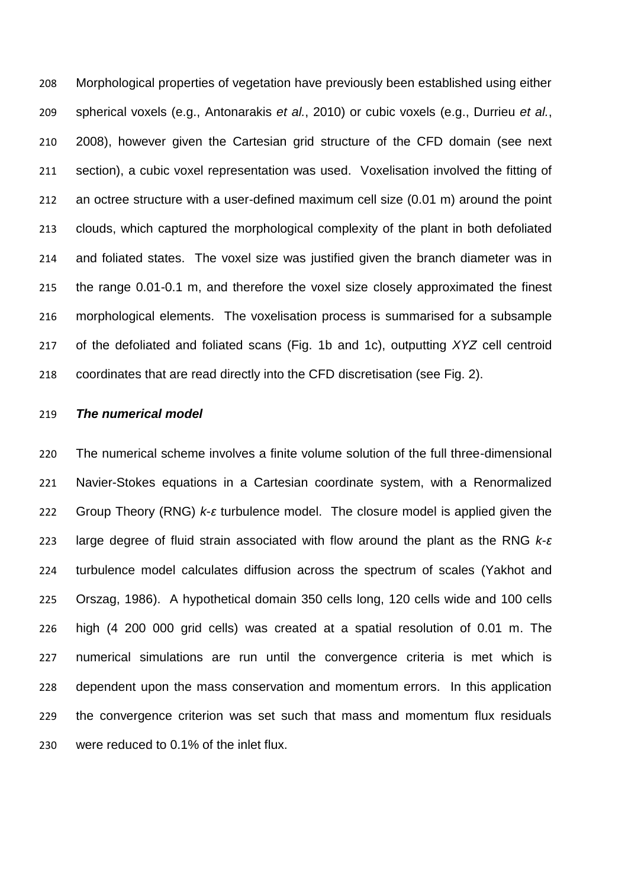Morphological properties of vegetation have previously been established using either spherical voxels (e.g., Antonarakis *et al.*, 2010) or cubic voxels (e.g., Durrieu *et al.*, 2008), however given the Cartesian grid structure of the CFD domain (see next section), a cubic voxel representation was used. Voxelisation involved the fitting of an octree structure with a user-defined maximum cell size (0.01 m) around the point clouds, which captured the morphological complexity of the plant in both defoliated and foliated states. The voxel size was justified given the branch diameter was in the range 0.01-0.1 m, and therefore the voxel size closely approximated the finest morphological elements. The voxelisation process is summarised for a subsample of the defoliated and foliated scans (Fig. 1b and 1c), outputting *XYZ* cell centroid coordinates that are read directly into the CFD discretisation (see Fig. 2).

### *The numerical model*

The numerical scheme involves a finite volume solution of the full three-dimensional Navier-Stokes equations in a Cartesian coordinate system, with a Renormalized Group Theory (RNG) $k$-$\varepsilon$ turbulence model. The closure model is applied given the large degree of fluid strain associated with flow around the plant as the RNG $k$-$\varepsilon$ turbulence model calculates diffusion across the spectrum of scales (Yakhot and Orszag, 1986). A hypothetical domain 350 cells long, 120 cells wide and 100 cells high (4 200 000 grid cells) was created at a spatial resolution of 0.01 m. The numerical simulations are run until the convergence criteria is met which is dependent upon the mass conservation and momentum errors. In this application the convergence criterion was set such that mass and momentum flux residuals were reduced to 0.1% of the inlet flux.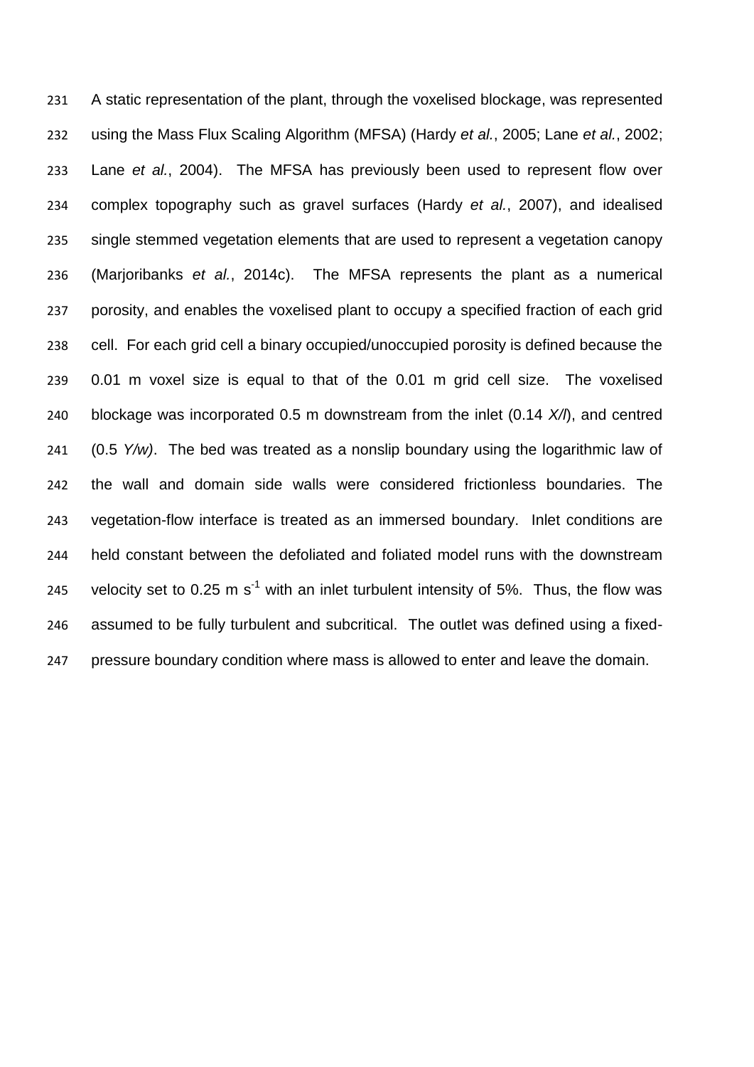A static representation of the plant, through the voxelised blockage, was represented using the Mass Flux Scaling Algorithm (MFSA) (Hardy *et al.*, 2005; Lane *et al.*, 2002; Lane *et al.*, 2004). The MFSA has previously been used to represent flow over complex topography such as gravel surfaces (Hardy *et al.*, 2007), and idealised single stemmed vegetation elements that are used to represent a vegetation canopy (Marjoribanks *et al.*, 2014c). The MFSA represents the plant as a numerical porosity, and enables the voxelised plant to occupy a specified fraction of each grid cell. For each grid cell a binary occupied/unoccupied porosity is defined because the 0.01 m voxel size is equal to that of the 0.01 m grid cell size. The voxelised blockage was incorporated 0.5 m downstream from the inlet (0.14 $X/l$), and centred (0.5 $Y/w$). The bed was treated as a nonslip boundary using the logarithmic law of the wall and domain side walls were considered frictionless boundaries. The vegetation-flow interface is treated as an immersed boundary. Inlet conditions are held constant between the defoliated and foliated model runs with the downstream velocity set to 0.25 m $s^{-1}$ with an inlet turbulent intensity of 5%. Thus, the flow was assumed to be fully turbulent and subcritical. The outlet was defined using a fixed-pressure boundary condition where mass is allowed to enter and leave the domain.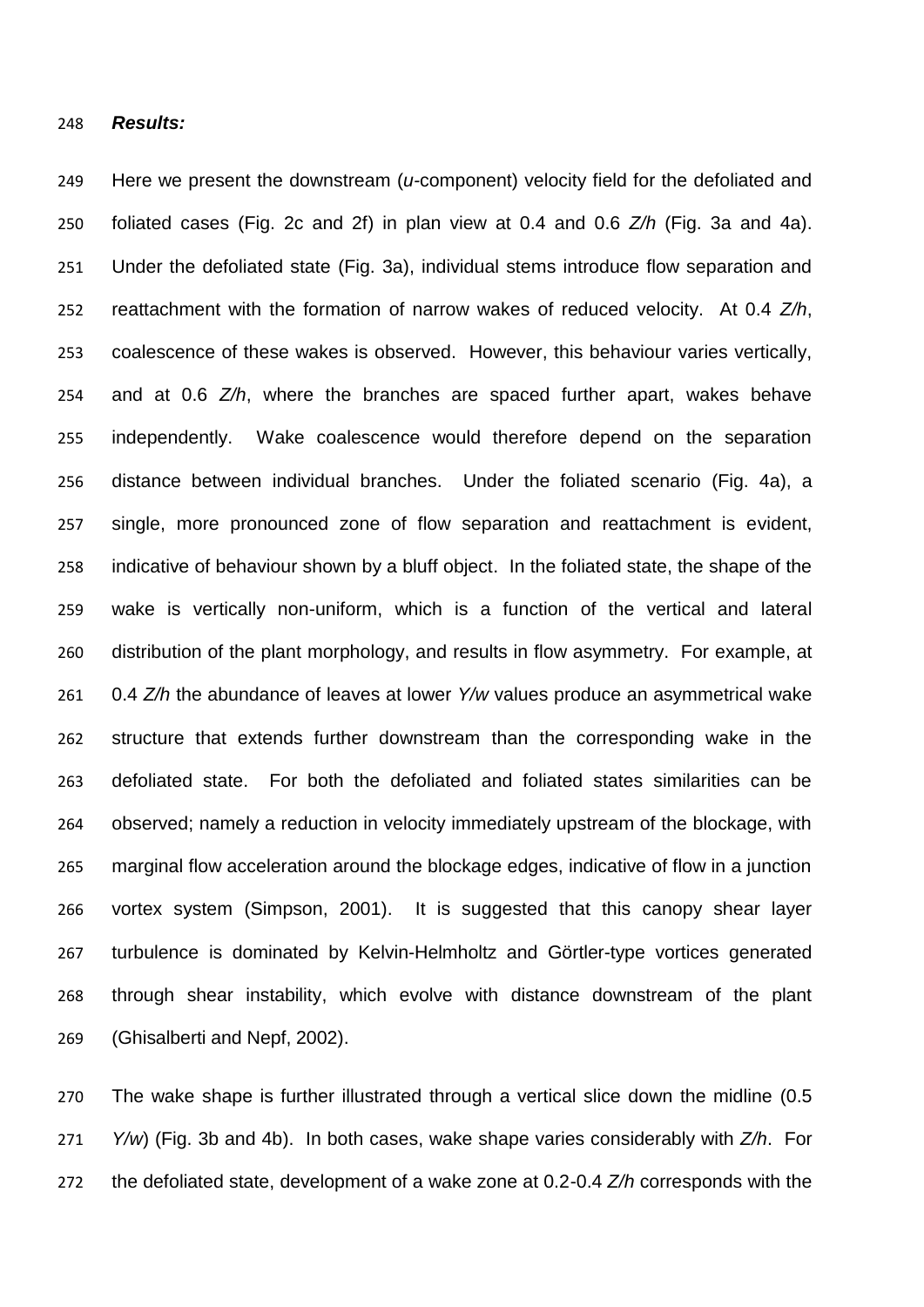***Results:***

Here we present the downstream (*u*-component) velocity field for the defoliated and foliated cases (Fig. 2c and 2f) in plan view at 0.4 and 0.6 *Z/h* (Fig. 3a and 4a). Under the defoliated state (Fig. 3a), individual stems introduce flow separation and reattachment with the formation of narrow wakes of reduced velocity. At 0.4 *Z/h*, coalescence of these wakes is observed. However, this behaviour varies vertically, and at 0.6 *Z/h*, where the branches are spaced further apart, wakes behave independently. Wake coalescence would therefore depend on the separation distance between individual branches. Under the foliated scenario (Fig. 4a), a single, more pronounced zone of flow separation and reattachment is evident, indicative of behaviour shown by a bluff object. In the foliated state, the shape of the wake is vertically non-uniform, which is a function of the vertical and lateral distribution of the plant morphology, and results in flow asymmetry. For example, at 0.4 *Z/h* the abundance of leaves at lower *Y/w* values produce an asymmetrical wake structure that extends further downstream than the corresponding wake in the defoliated state. For both the defoliated and foliated states similarities can be observed; namely a reduction in velocity immediately upstream of the blockage, with marginal flow acceleration around the blockage edges, indicative of flow in a junction vortex system (Simpson, 2001). It is suggested that this canopy shear layer turbulence is dominated by Kelvin-Helmholtz and Görtler-type vortices generated through shear instability, which evolve with distance downstream of the plant (Ghisalberti and Nepf, 2002).

The wake shape is further illustrated through a vertical slice down the midline (0.5 *Y/w*) (Fig. 3b and 4b). In both cases, wake shape varies considerably with *Z/h*. For the defoliated state, development of a wake zone at 0.2-0.4 *Z/h* corresponds with the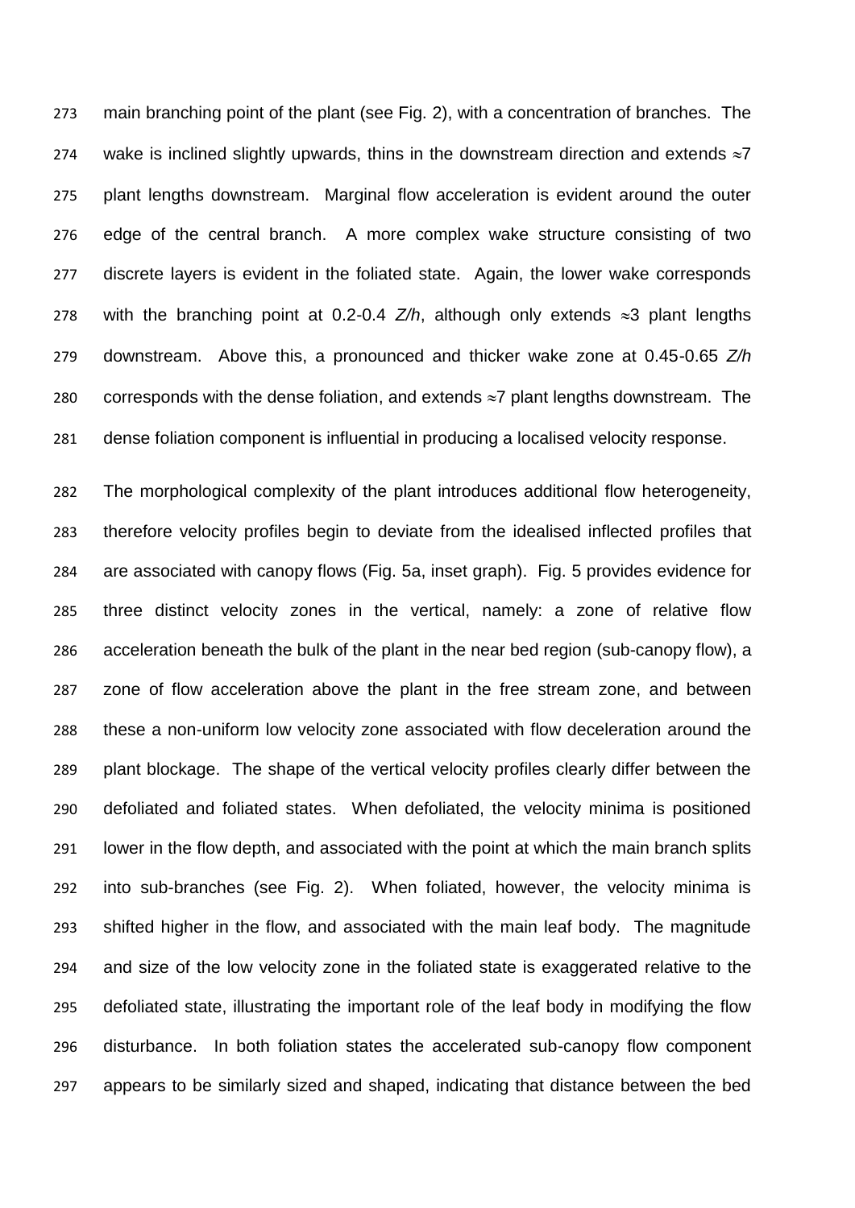main branching point of the plant (see Fig. 2), with a concentration of branches. The wake is inclined slightly upwards, thins in the downstream direction and extends ≈7 plant lengths downstream. Marginal flow acceleration is evident around the outer edge of the central branch. A more complex wake structure consisting of two discrete layers is evident in the foliated state. Again, the lower wake corresponds with the branching point at 0.2-0.4 *Z/h*, although only extends ≈3 plant lengths downstream. Above this, a pronounced and thicker wake zone at 0.45-0.65 *Z/h* corresponds with the dense foliation, and extends ≈7 plant lengths downstream. The dense foliation component is influential in producing a localised velocity response.

The morphological complexity of the plant introduces additional flow heterogeneity, therefore velocity profiles begin to deviate from the idealised inflected profiles that are associated with canopy flows (Fig. 5a, inset graph). Fig. 5 provides evidence for three distinct velocity zones in the vertical, namely: a zone of relative flow acceleration beneath the bulk of the plant in the near bed region (sub-canopy flow), a zone of flow acceleration above the plant in the free stream zone, and between these a non-uniform low velocity zone associated with flow deceleration around the plant blockage. The shape of the vertical velocity profiles clearly differ between the defoliated and foliated states. When defoliated, the velocity minima is positioned lower in the flow depth, and associated with the point at which the main branch splits into sub-branches (see Fig. 2). When foliated, however, the velocity minima is shifted higher in the flow, and associated with the main leaf body. The magnitude and size of the low velocity zone in the foliated state is exaggerated relative to the defoliated state, illustrating the important role of the leaf body in modifying the flow disturbance. In both foliation states the accelerated sub-canopy flow component appears to be similarly sized and shaped, indicating that distance between the bed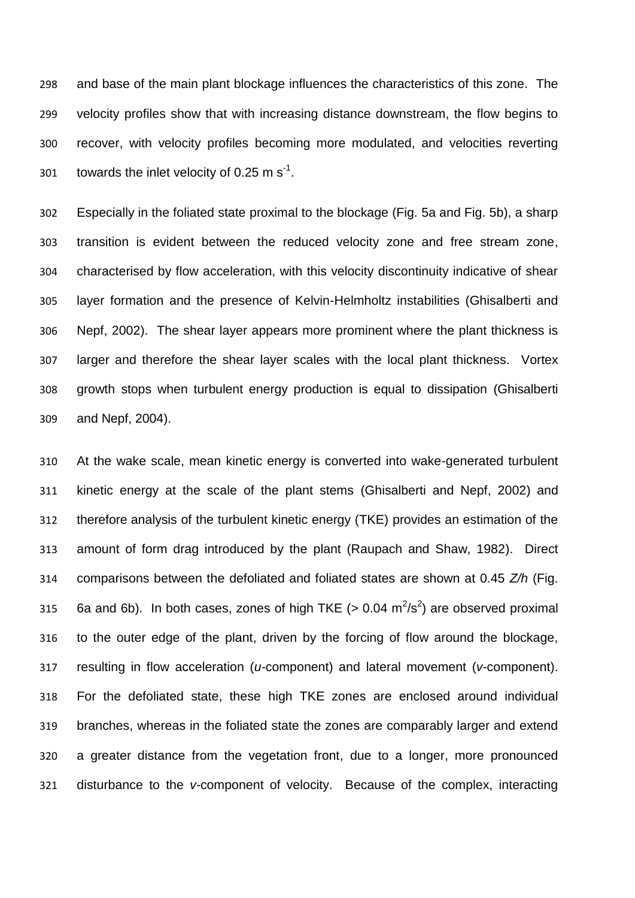and base of the main plant blockage influences the characteristics of this zone. The velocity profiles show that with increasing distance downstream, the flow begins to recover, with velocity profiles becoming more modulated, and velocities reverting towards the inlet velocity of 0.25 m $s^{-1}$.

Especially in the foliated state proximal to the blockage (Fig. 5a and Fig. 5b), a sharp transition is evident between the reduced velocity zone and free stream zone, characterised by flow acceleration, with this velocity discontinuity indicative of shear layer formation and the presence of Kelvin-Helmholtz instabilities (Ghisalberti and Nepf, 2002). The shear layer appears more prominent where the plant thickness is larger and therefore the shear layer scales with the local plant thickness. Vortex growth stops when turbulent energy production is equal to dissipation (Ghisalberti and Nepf, 2004).

At the wake scale, mean kinetic energy is converted into wake-generated turbulent kinetic energy at the scale of the plant stems (Ghisalberti and Nepf, 2002) and therefore analysis of the turbulent kinetic energy (TKE) provides an estimation of the amount of form drag introduced by the plant (Raupach and Shaw, 1982). Direct comparisons between the defoliated and foliated states are shown at 0.45 *Z/h* (Fig. 6a and 6b). In both cases, zones of high TKE (> 0.04 $m^2/s^2$) are observed proximal to the outer edge of the plant, driven by the forcing of flow around the blockage, resulting in flow acceleration (*u*-component) and lateral movement (*v*-component). For the defoliated state, these high TKE zones are enclosed around individual branches, whereas in the foliated state the zones are comparably larger and extend a greater distance from the vegetation front, due to a longer, more pronounced disturbance to the *v*-component of velocity. Because of the complex, interacting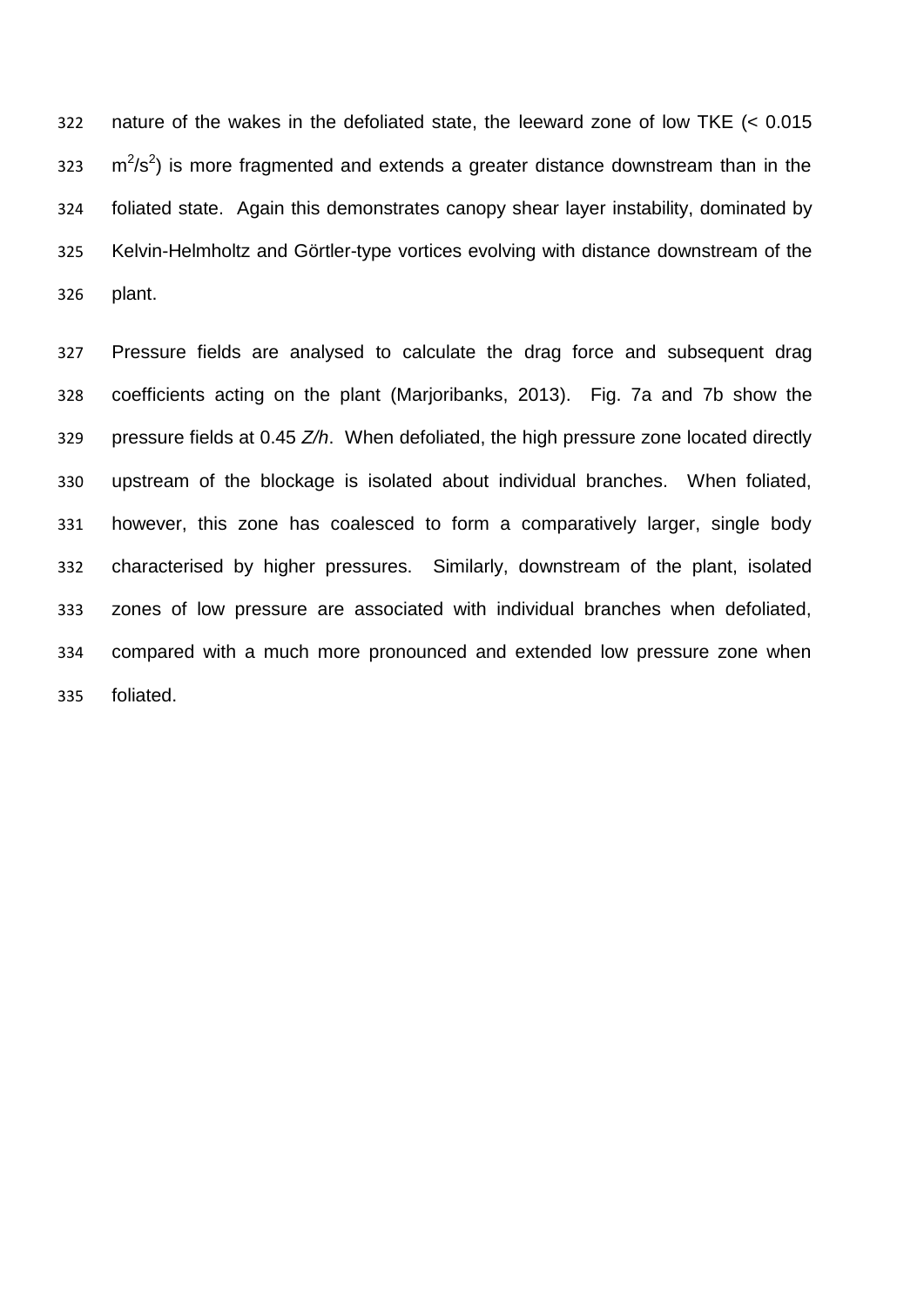nature of the wakes in the defoliated state, the leeward zone of low TKE (< 0.015 $m^2/s^2$) is more fragmented and extends a greater distance downstream than in the foliated state. Again this demonstrates canopy shear layer instability, dominated by Kelvin-Helmholtz and Görtler-type vortices evolving with distance downstream of the plant.

Pressure fields are analysed to calculate the drag force and subsequent drag coefficients acting on the plant (Marjoribanks, 2013). Fig. 7a and 7b show the pressure fields at 0.45 *Z/h*. When defoliated, the high pressure zone located directly upstream of the blockage is isolated about individual branches. When foliated, however, this zone has coalesced to form a comparatively larger, single body characterised by higher pressures. Similarly, downstream of the plant, isolated zones of low pressure are associated with individual branches when defoliated, compared with a much more pronounced and extended low pressure zone when foliated.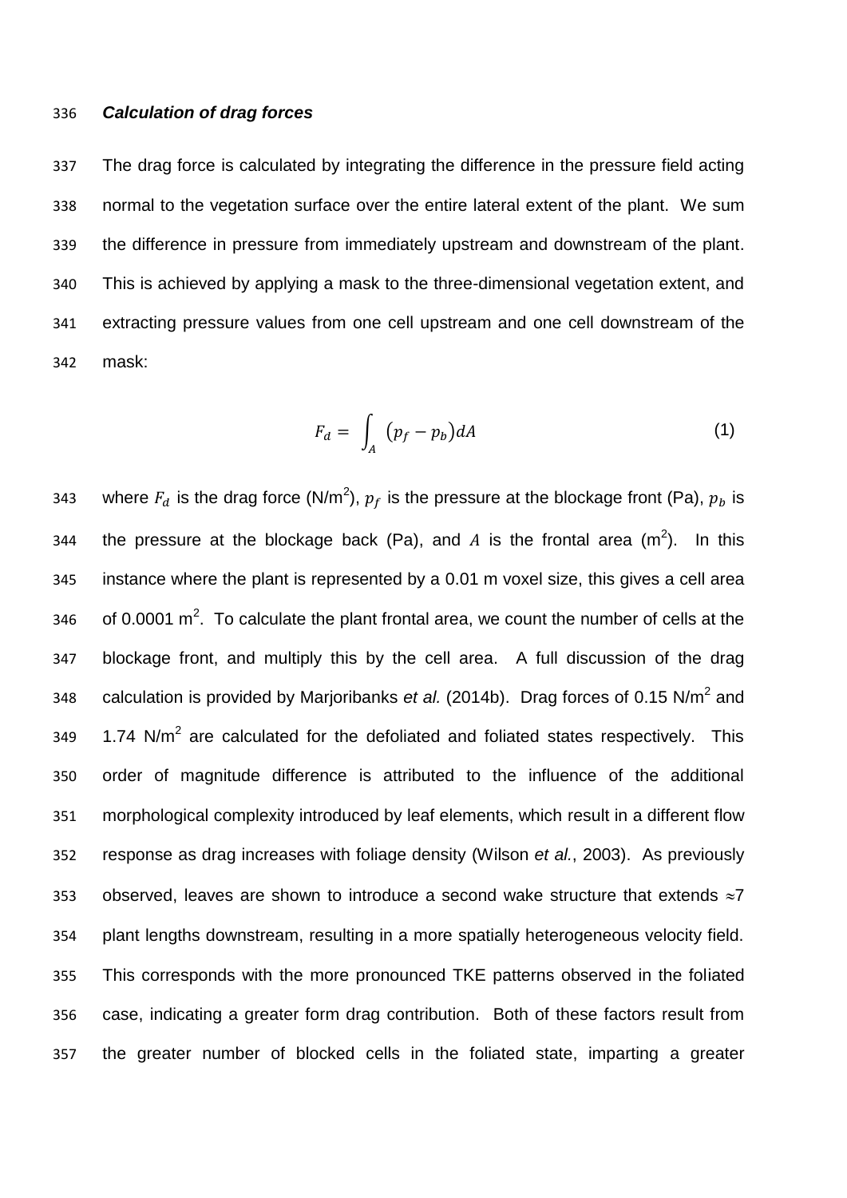### *Calculation of drag forces*

The drag force is calculated by integrating the difference in the pressure field acting normal to the vegetation surface over the entire lateral extent of the plant. We sum the difference in pressure from immediately upstream and downstream of the plant. This is achieved by applying a mask to the three-dimensional vegetation extent, and extracting pressure values from one cell upstream and one cell downstream of the mask:

$$F_d = \int_A (p_f - p_b) dA \qquad (1)$$

where $F_d$ is the drag force (N/m$^2$), $p_f$ is the pressure at the blockage front (Pa), $p_b$ is the pressure at the blockage back (Pa), and $A$ is the frontal area (m$^2$). In this instance where the plant is represented by a 0.01 m voxel size, this gives a cell area of 0.0001 m$^2$. To calculate the plant frontal area, we count the number of cells at the blockage front, and multiply this by the cell area. A full discussion of the drag calculation is provided by Marjoribanks *et al.* (2014b). Drag forces of 0.15 N/m$^2$ and 1.74 N/m$^2$ are calculated for the defoliated and foliated states respectively. This order of magnitude difference is attributed to the influence of the additional morphological complexity introduced by leaf elements, which result in a different flow response as drag increases with foliage density (Wilson *et al.*, 2003). As previously observed, leaves are shown to introduce a second wake structure that extends $\approx$7 plant lengths downstream, resulting in a more spatially heterogeneous velocity field. This corresponds with the more pronounced TKE patterns observed in the foliated case, indicating a greater form drag contribution. Both of these factors result from the greater number of blocked cells in the foliated state, imparting a greater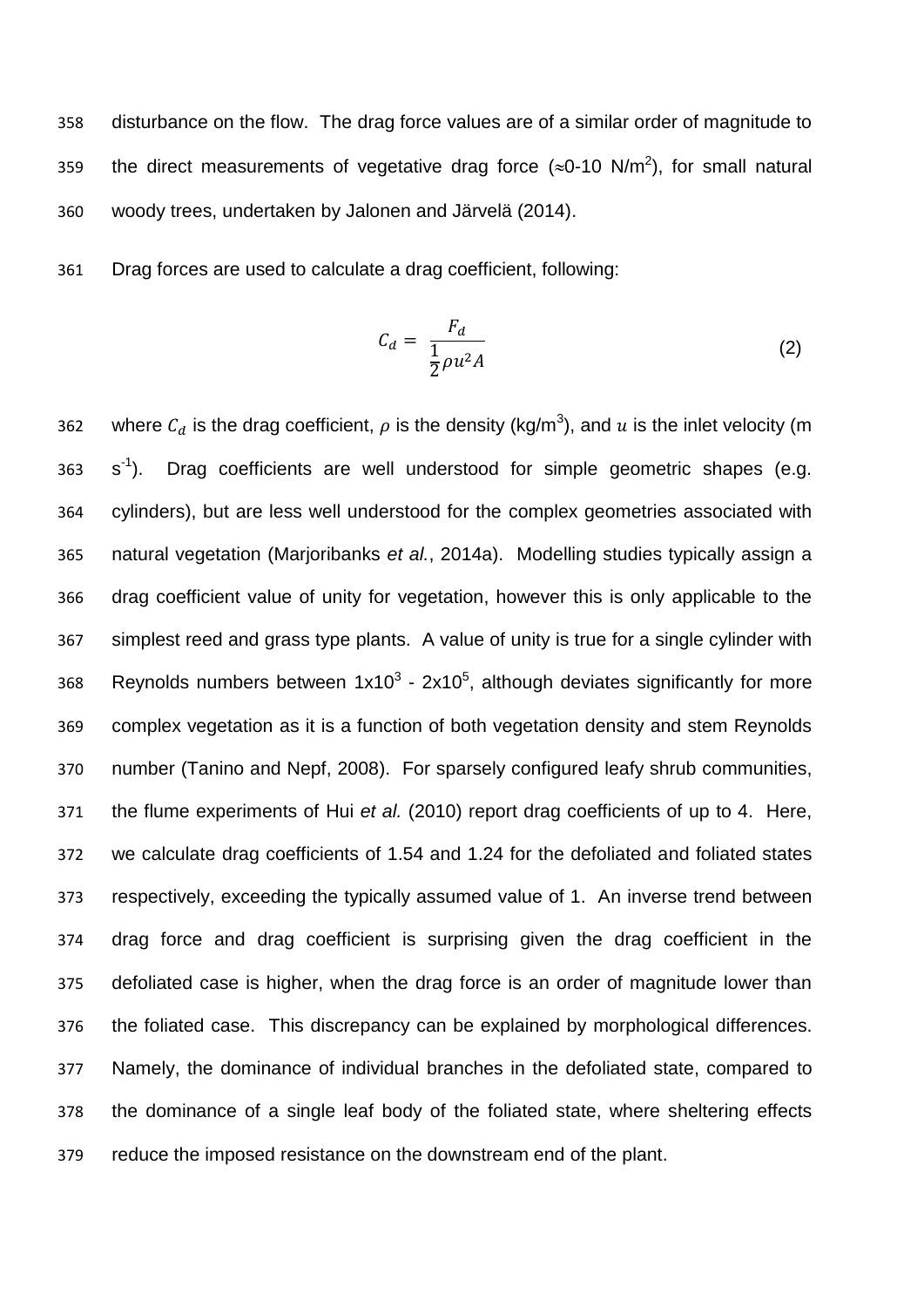disturbance on the flow. The drag force values are of a similar order of magnitude to the direct measurements of vegetative drag force (≈0-10 N/m$^2$), for small natural woody trees, undertaken by Jalonen and Järvelä (2014).

Drag forces are used to calculate a drag coefficient, following:

$$C_d = \frac{F_d}{\frac{1}{2}\rho u^2 A} \tag{2}$$

where $C_d$ is the drag coefficient, $\rho$ is the density (kg/m$^3$), and $u$ is the inlet velocity (m s$^{-1}$). Drag coefficients are well understood for simple geometric shapes (e.g. cylinders), but are less well understood for the complex geometries associated with natural vegetation (Marjoribanks *et al.*, 2014a). Modelling studies typically assign a drag coefficient value of unity for vegetation, however this is only applicable to the simplest reed and grass type plants. A value of unity is true for a single cylinder with Reynolds numbers between $1\text{x}10^3$ - $2\text{x}10^5$, although deviates significantly for more complex vegetation as it is a function of both vegetation density and stem Reynolds number (Tanino and Nepf, 2008). For sparsely configured leafy shrub communities, the flume experiments of Hui *et al.* (2010) report drag coefficients of up to 4. Here, we calculate drag coefficients of 1.54 and 1.24 for the defoliated and foliated states respectively, exceeding the typically assumed value of 1. An inverse trend between drag force and drag coefficient is surprising given the drag coefficient in the defoliated case is higher, when the drag force is an order of magnitude lower than the foliated case. This discrepancy can be explained by morphological differences. Namely, the dominance of individual branches in the defoliated state, compared to the dominance of a single leaf body of the foliated state, where sheltering effects reduce the imposed resistance on the downstream end of the plant.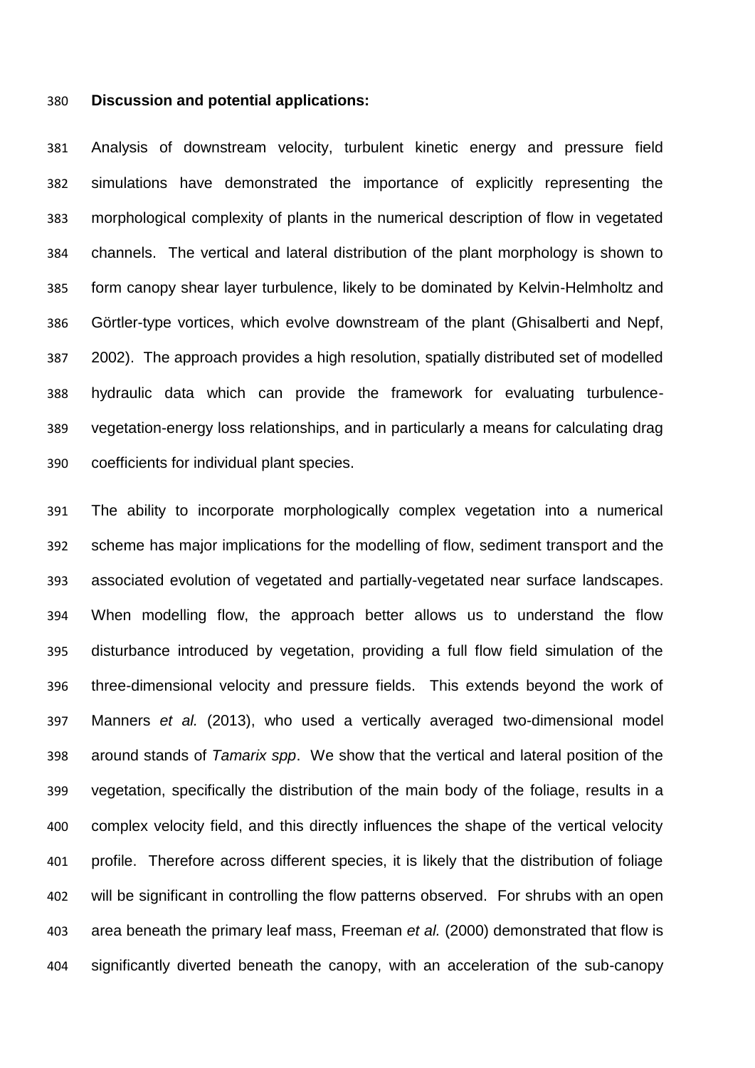**Discussion and potential applications:**

Analysis of downstream velocity, turbulent kinetic energy and pressure field simulations have demonstrated the importance of explicitly representing the morphological complexity of plants in the numerical description of flow in vegetated channels. The vertical and lateral distribution of the plant morphology is shown to form canopy shear layer turbulence, likely to be dominated by Kelvin-Helmholtz and Görtler-type vortices, which evolve downstream of the plant (Ghisalberti and Nepf, 2002). The approach provides a high resolution, spatially distributed set of modelled hydraulic data which can provide the framework for evaluating turbulence-vegetation-energy loss relationships, and in particularly a means for calculating drag coefficients for individual plant species.

The ability to incorporate morphologically complex vegetation into a numerical scheme has major implications for the modelling of flow, sediment transport and the associated evolution of vegetated and partially-vegetated near surface landscapes. When modelling flow, the approach better allows us to understand the flow disturbance introduced by vegetation, providing a full flow field simulation of the three-dimensional velocity and pressure fields. This extends beyond the work of Manners *et al.* (2013), who used a vertically averaged two-dimensional model around stands of *Tamarix spp*. We show that the vertical and lateral position of the vegetation, specifically the distribution of the main body of the foliage, results in a complex velocity field, and this directly influences the shape of the vertical velocity profile. Therefore across different species, it is likely that the distribution of foliage will be significant in controlling the flow patterns observed. For shrubs with an open area beneath the primary leaf mass, Freeman *et al.* (2000) demonstrated that flow is significantly diverted beneath the canopy, with an acceleration of the sub-canopy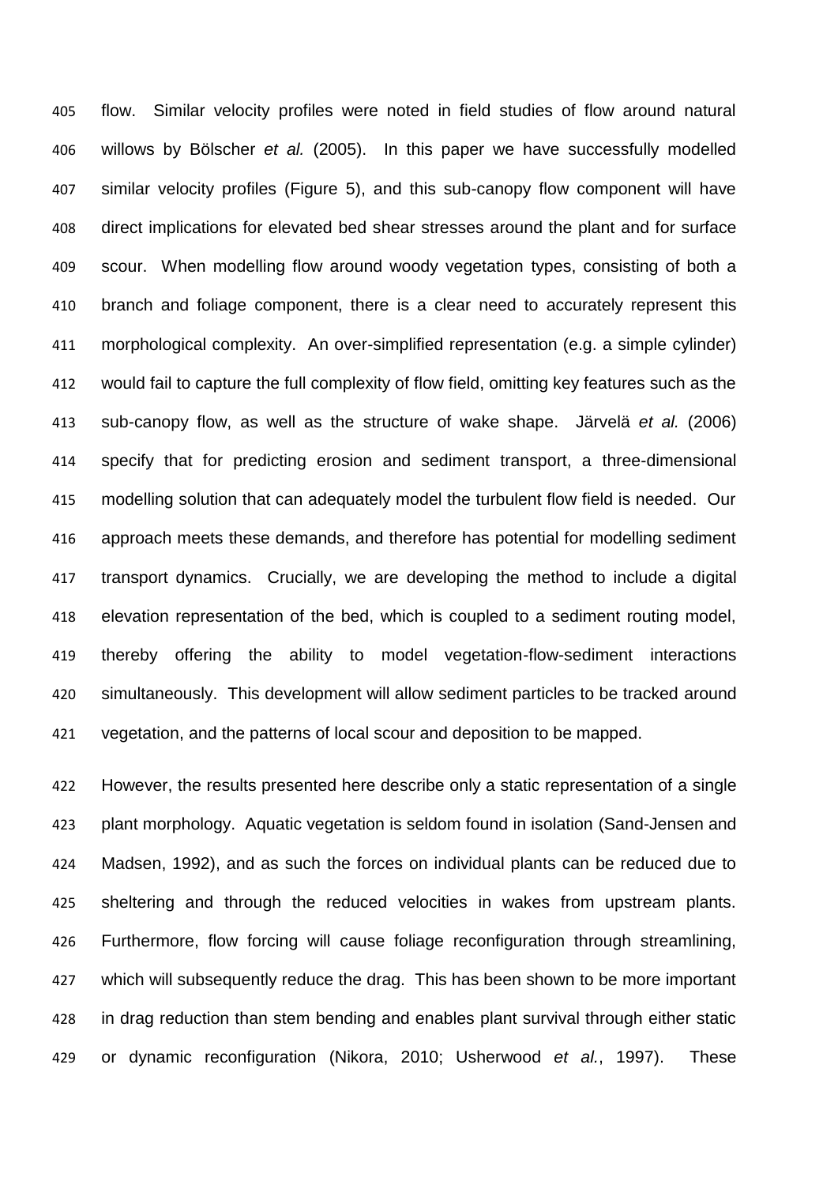flow. Similar velocity profiles were noted in field studies of flow around natural willows by Bölscher *et al.* (2005). In this paper we have successfully modelled similar velocity profiles (Figure 5), and this sub-canopy flow component will have direct implications for elevated bed shear stresses around the plant and for surface scour. When modelling flow around woody vegetation types, consisting of both a branch and foliage component, there is a clear need to accurately represent this morphological complexity. An over-simplified representation (e.g. a simple cylinder) would fail to capture the full complexity of flow field, omitting key features such as the sub-canopy flow, as well as the structure of wake shape. Järvelä *et al.* (2006) specify that for predicting erosion and sediment transport, a three-dimensional modelling solution that can adequately model the turbulent flow field is needed. Our approach meets these demands, and therefore has potential for modelling sediment transport dynamics. Crucially, we are developing the method to include a digital elevation representation of the bed, which is coupled to a sediment routing model, thereby offering the ability to model vegetation-flow-sediment interactions simultaneously. This development will allow sediment particles to be tracked around vegetation, and the patterns of local scour and deposition to be mapped.

However, the results presented here describe only a static representation of a single plant morphology. Aquatic vegetation is seldom found in isolation (Sand-Jensen and Madsen, 1992), and as such the forces on individual plants can be reduced due to sheltering and through the reduced velocities in wakes from upstream plants. Furthermore, flow forcing will cause foliage reconfiguration through streamlining, which will subsequently reduce the drag. This has been shown to be more important in drag reduction than stem bending and enables plant survival through either static or dynamic reconfiguration (Nikora, 2010; Usherwood *et al.*, 1997). These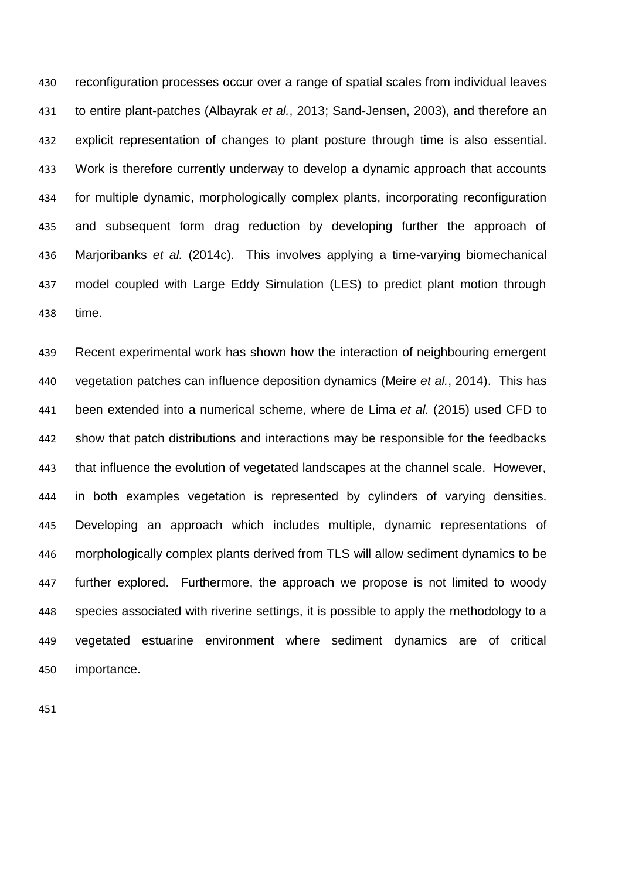reconfiguration processes occur over a range of spatial scales from individual leaves to entire plant-patches (Albayrak *et al.*, 2013; Sand-Jensen, 2003), and therefore an explicit representation of changes to plant posture through time is also essential. Work is therefore currently underway to develop a dynamic approach that accounts for multiple dynamic, morphologically complex plants, incorporating reconfiguration and subsequent form drag reduction by developing further the approach of Marjoribanks *et al.* (2014c). This involves applying a time-varying biomechanical model coupled with Large Eddy Simulation (LES) to predict plant motion through time.

Recent experimental work has shown how the interaction of neighbouring emergent vegetation patches can influence deposition dynamics (Meire *et al.*, 2014). This has been extended into a numerical scheme, where de Lima *et al.* (2015) used CFD to show that patch distributions and interactions may be responsible for the feedbacks that influence the evolution of vegetated landscapes at the channel scale. However, in both examples vegetation is represented by cylinders of varying densities. Developing an approach which includes multiple, dynamic representations of morphologically complex plants derived from TLS will allow sediment dynamics to be further explored. Furthermore, the approach we propose is not limited to woody species associated with riverine settings, it is possible to apply the methodology to a vegetated estuarine environment where sediment dynamics are of critical importance.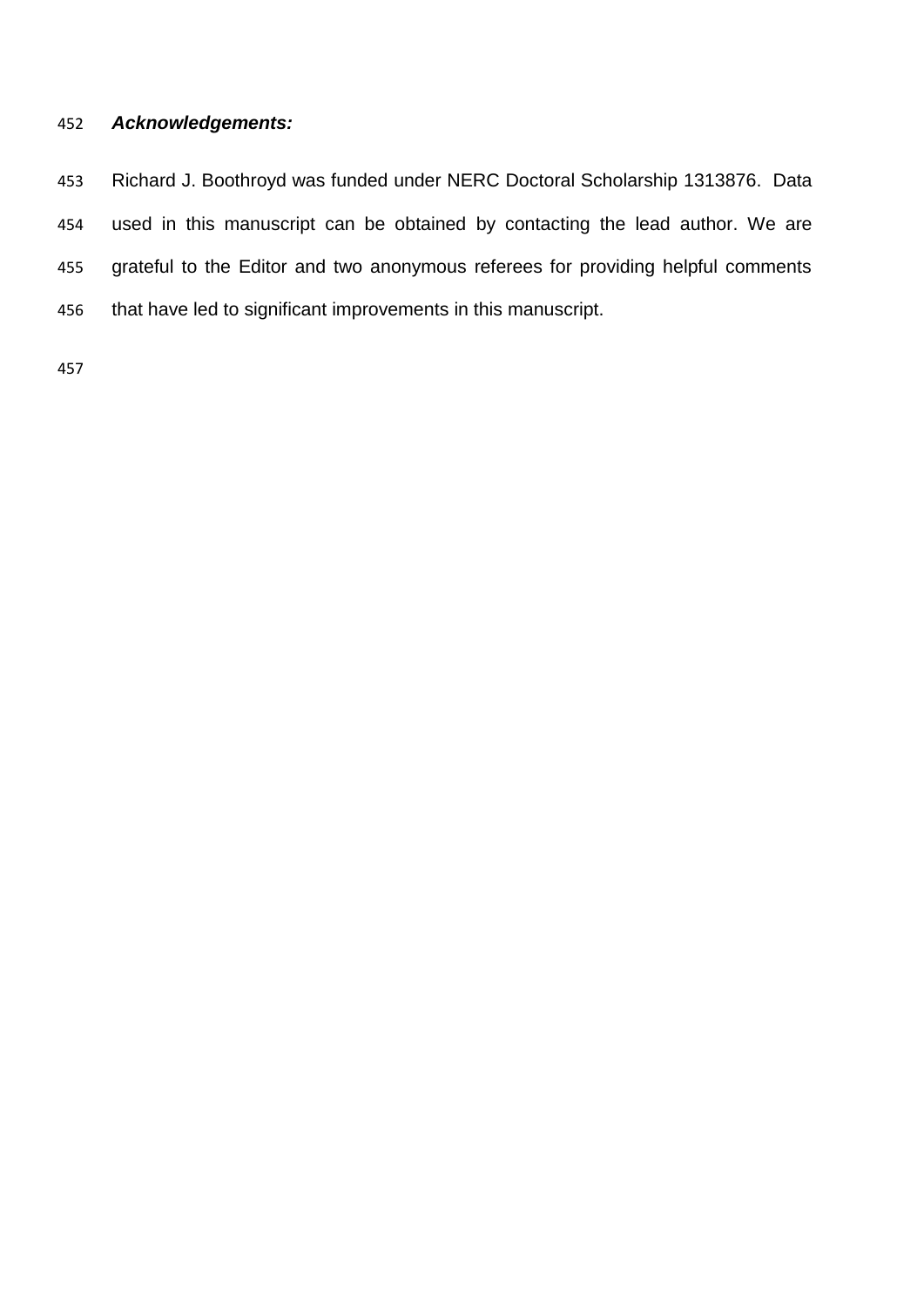***Acknowledgements:***

Richard J. Boothroyd was funded under NERC Doctoral Scholarship 1313876. Data used in this manuscript can be obtained by contacting the lead author. We are grateful to the Editor and two anonymous referees for providing helpful comments that have led to significant improvements in this manuscript.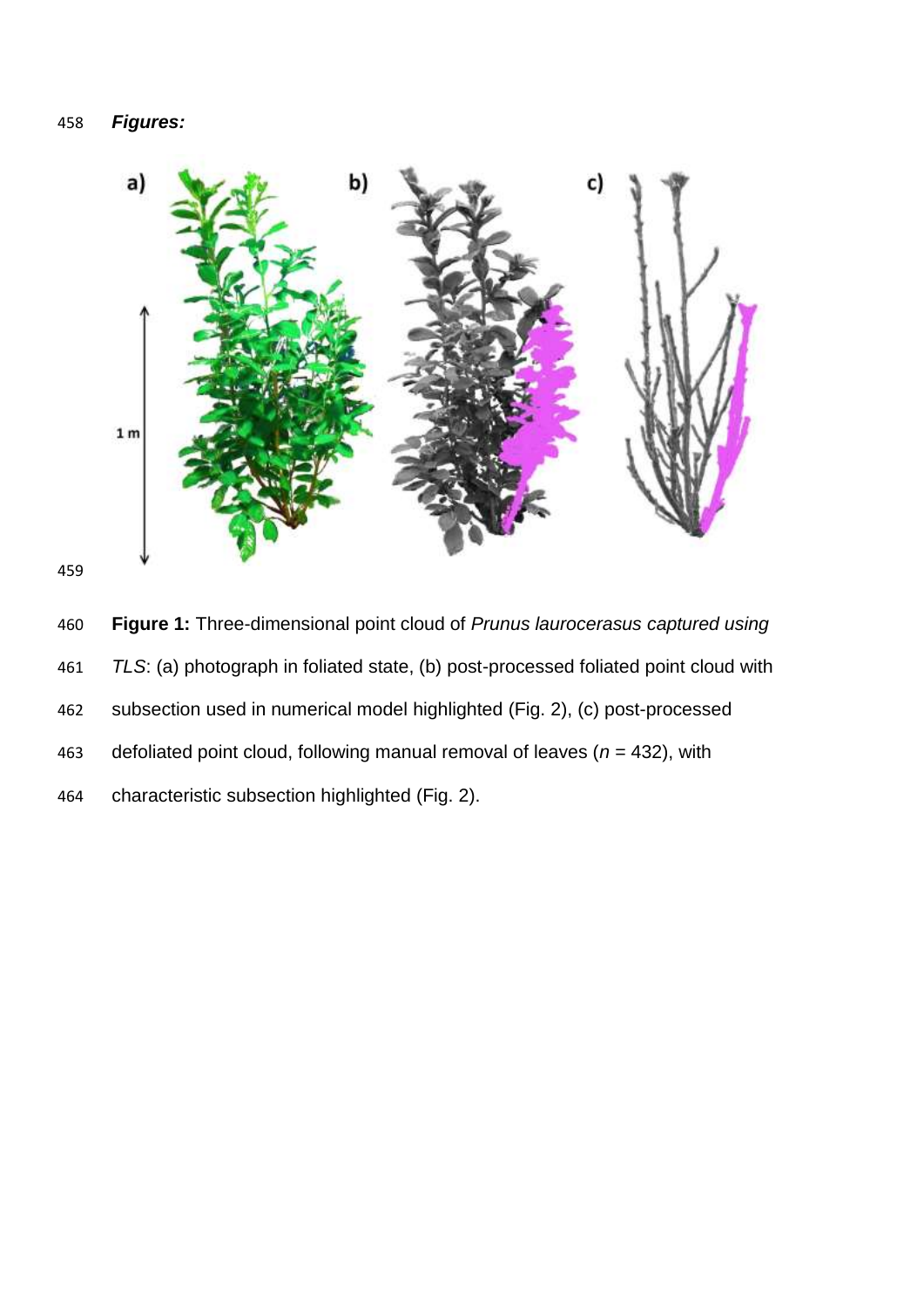***Figures:***

**Figure 1:** Three-dimensional point cloud of *Prunus laurocerasus captured using TLS*: (a) photograph in foliated state, (b) post-processed foliated point cloud with subsection used in numerical model highlighted (Fig. 2), (c) post-processed defoliated point cloud, following manual removal of leaves ($n$ = 432), with characteristic subsection highlighted (Fig. 2).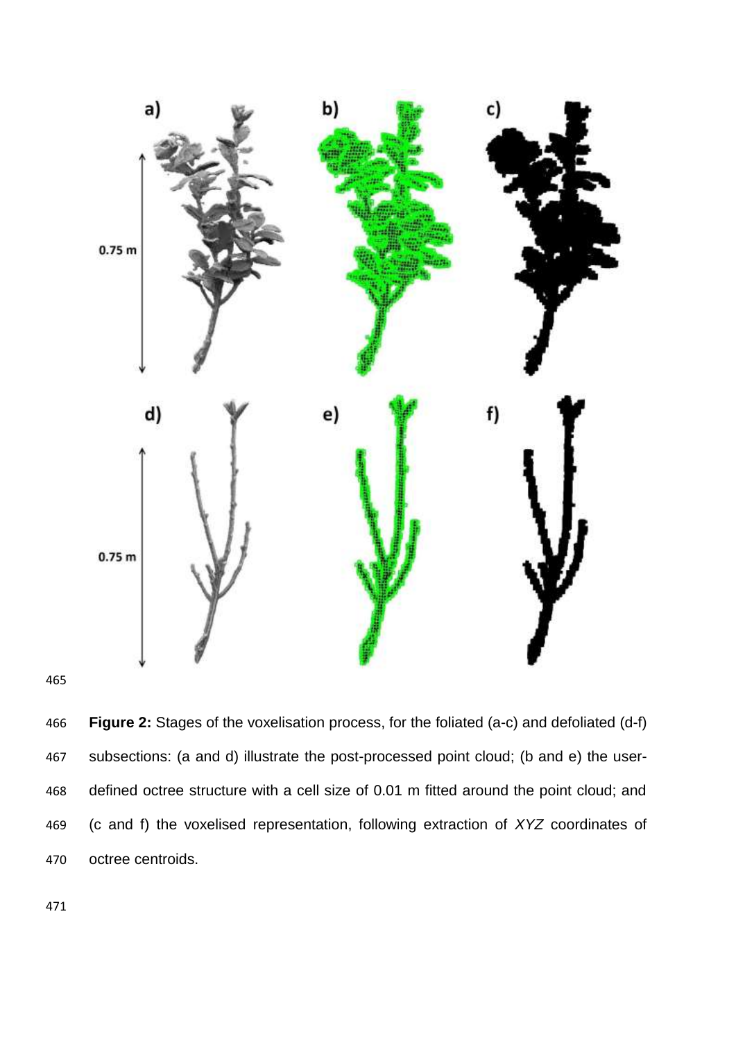**Figure 2:** Stages of the voxelisation process, for the foliated (a-c) and defoliated (d-f) subsections: (a and d) illustrate the post-processed point cloud; (b and e) the user-defined octree structure with a cell size of 0.01 m fitted around the point cloud; and (c and f) the voxelised representation, following extraction of *XYZ* coordinates of octree centroids.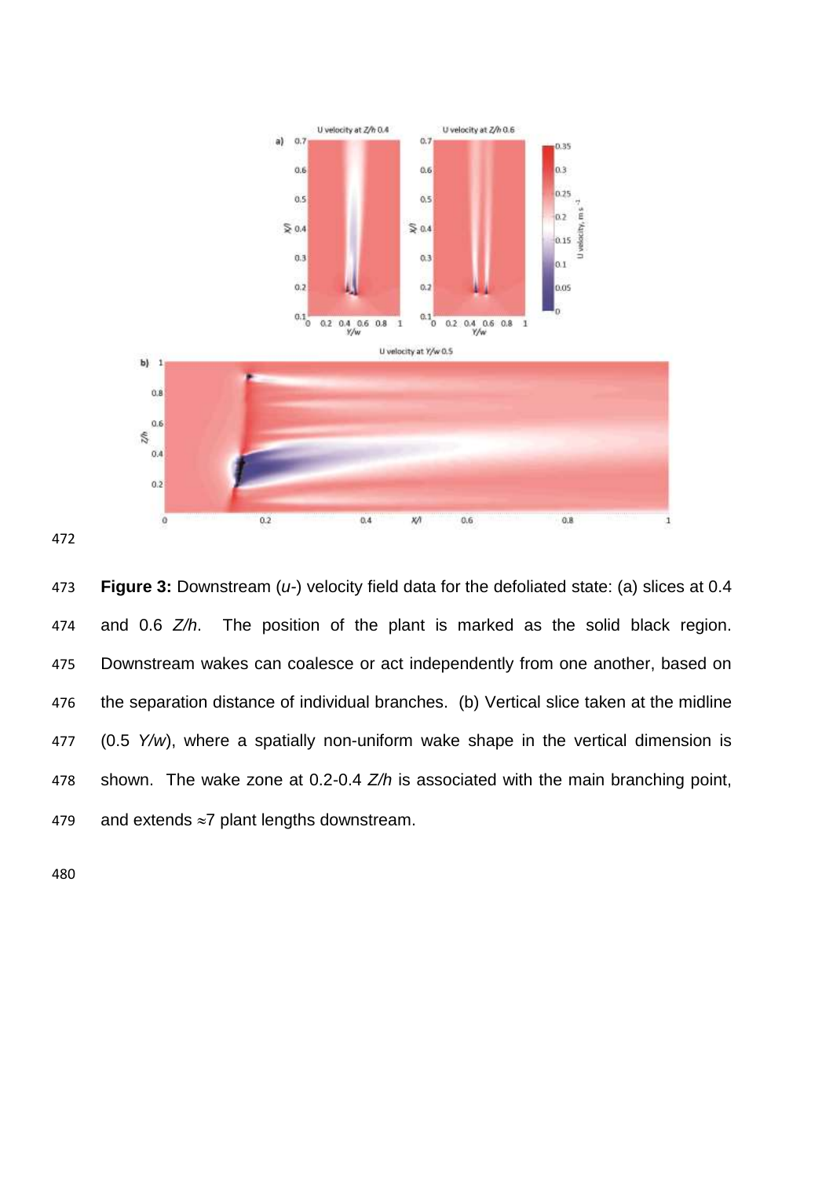**Figure 3:** Downstream (*u*-) velocity field data for the defoliated state: (a) slices at 0.4 and 0.6 *Z/h*. The position of the plant is marked as the solid black region. Downstream wakes can coalesce or act independently from one another, based on the separation distance of individual branches. (b) Vertical slice taken at the midline (0.5 *Y/w*), where a spatially non-uniform wake shape in the vertical dimension is shown. The wake zone at 0.2-0.4 *Z/h* is associated with the main branching point, and extends ≈7 plant lengths downstream.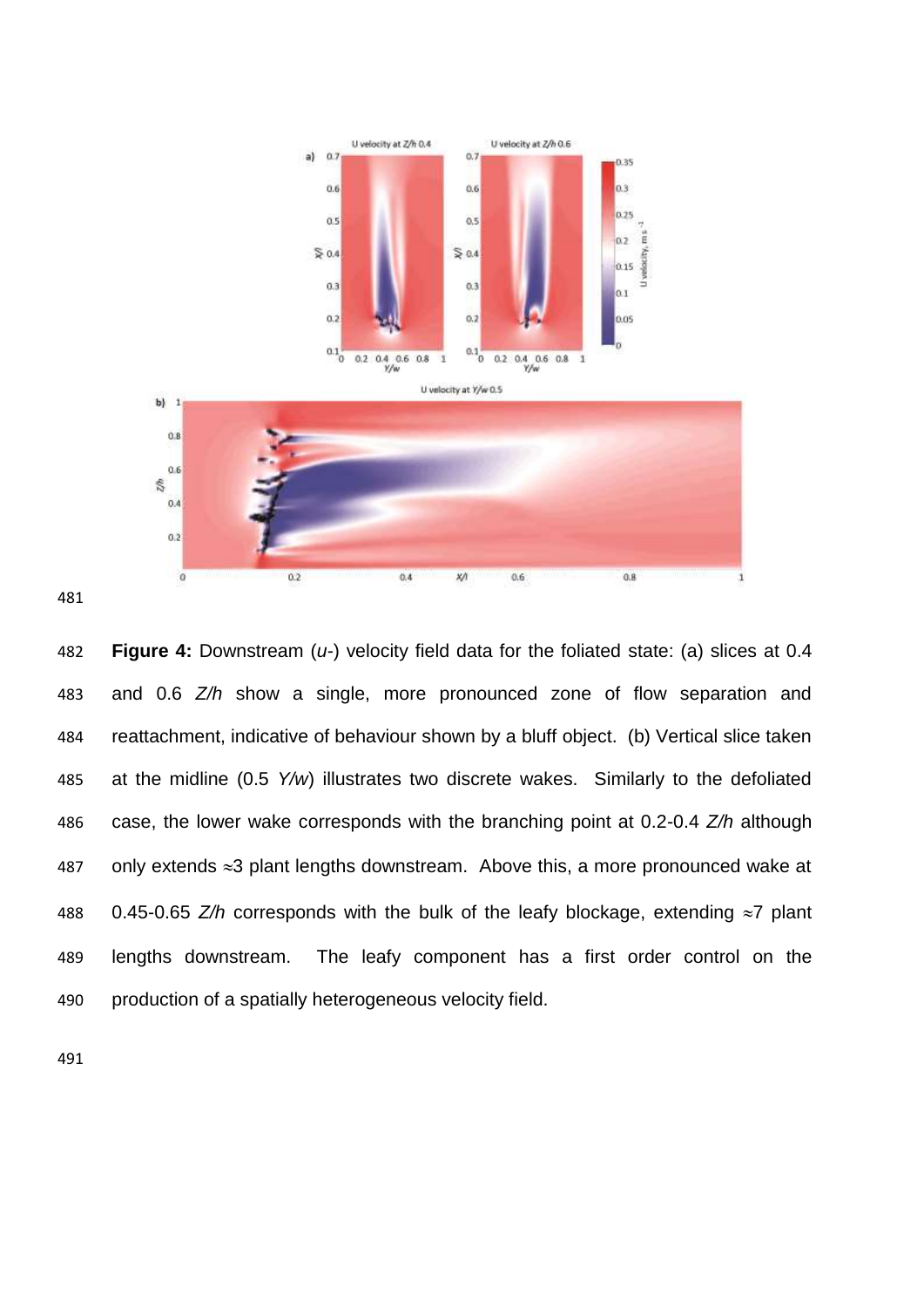**Figure 4:** Downstream (*u*-) velocity field data for the foliated state: (a) slices at 0.4 and 0.6 *Z/h* show a single, more pronounced zone of flow separation and reattachment, indicative of behaviour shown by a bluff object. (b) Vertical slice taken at the midline (0.5 *Y/w*) illustrates two discrete wakes. Similarly to the defoliated case, the lower wake corresponds with the branching point at 0.2-0.4 *Z/h* although only extends ≈3 plant lengths downstream. Above this, a more pronounced wake at 0.45-0.65 *Z/h* corresponds with the bulk of the leafy blockage, extending ≈7 plant lengths downstream. The leafy component has a first order control on the production of a spatially heterogeneous velocity field.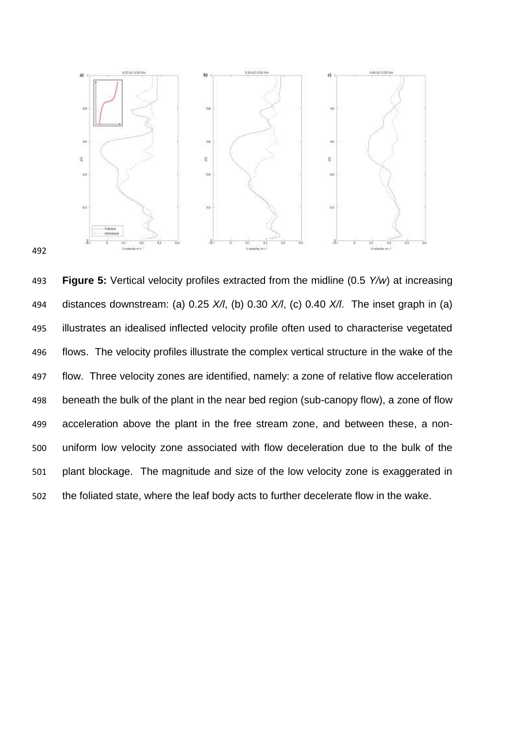**Figure 5:** Vertical velocity profiles extracted from the midline (0.5 *Y/w*) at increasing distances downstream: (a) 0.25 *X/l*, (b) 0.30 *X/l*, (c) 0.40 *X/l*. The inset graph in (a) illustrates an idealised inflected velocity profile often used to characterise vegetated flows. The velocity profiles illustrate the complex vertical structure in the wake of the flow. Three velocity zones are identified, namely: a zone of relative flow acceleration beneath the bulk of the plant in the near bed region (sub-canopy flow), a zone of flow acceleration above the plant in the free stream zone, and between these, a non-uniform low velocity zone associated with flow deceleration due to the bulk of the plant blockage. The magnitude and size of the low velocity zone is exaggerated in the foliated state, where the leaf body acts to further decelerate flow in the wake.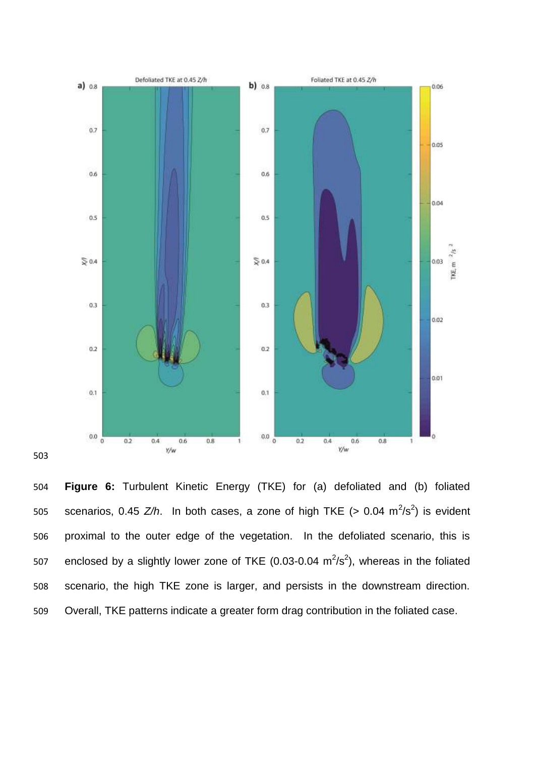**Figure 6:** Turbulent Kinetic Energy (TKE) for (a) defoliated and (b) foliated scenarios, 0.45 *Z/h*. In both cases, a zone of high TKE (> 0.04 $m^2/s^2$) is evident proximal to the outer edge of the vegetation. In the defoliated scenario, this is enclosed by a slightly lower zone of TKE (0.03-0.04 $m^2/s^2$), whereas in the foliated scenario, the high TKE zone is larger, and persists in the downstream direction. Overall, TKE patterns indicate a greater form drag contribution in the foliated case.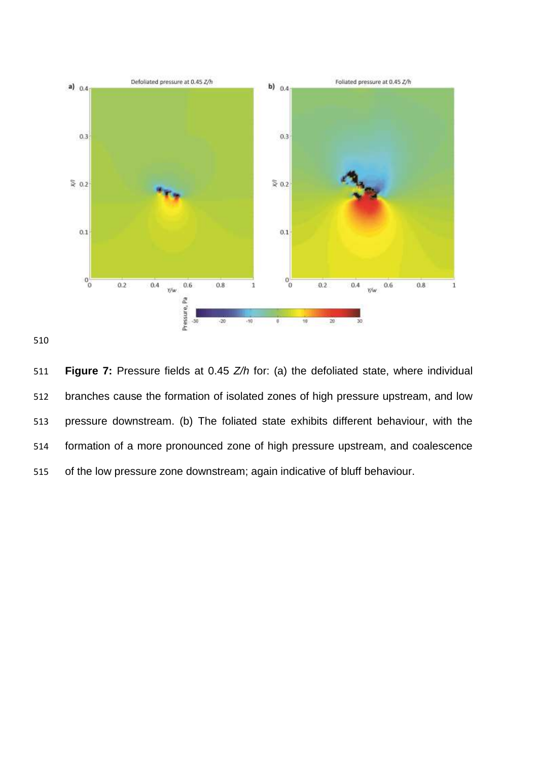**Figure 7:** Pressure fields at 0.45 *Z/h* for: (a) the defoliated state, where individual branches cause the formation of isolated zones of high pressure upstream, and low pressure downstream. (b) The foliated state exhibits different behaviour, with the formation of a more pronounced zone of high pressure upstream, and coalescence of the low pressure zone downstream; again indicative of bluff behaviour.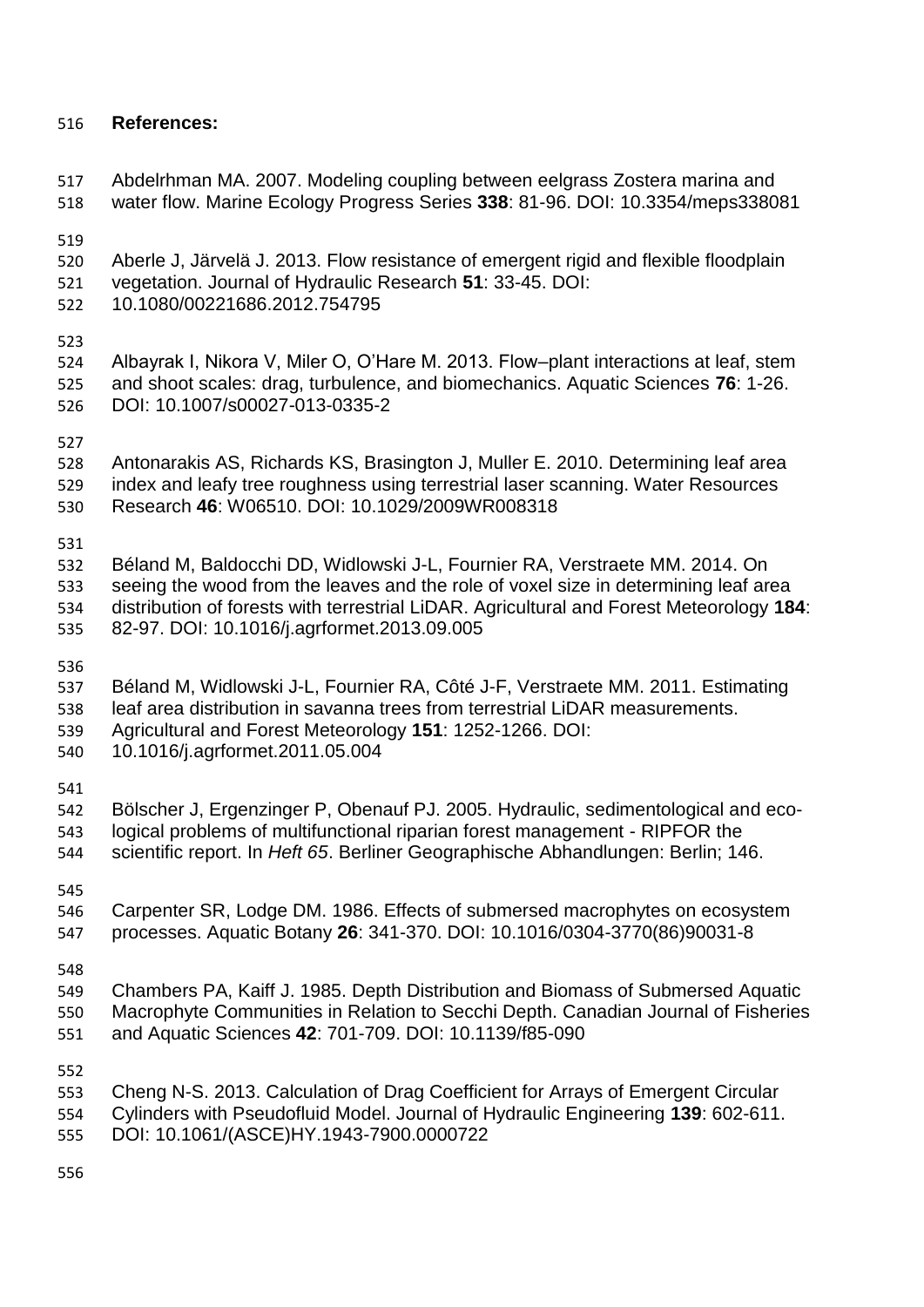## References:

Abdelrhman MA. 2007. Modeling coupling between eelgrass Zostera marina and water flow. Marine Ecology Progress Series **338**: 81-96. DOI: 10.3354/meps338081

Aberle J, Järvelä J. 2013. Flow resistance of emergent rigid and flexible floodplain vegetation. Journal of Hydraulic Research **51**: 33-45. DOI: 10.1080/00221686.2012.754795

Albayrak I, Nikora V, Miler O, O'Hare M. 2013. Flow–plant interactions at leaf, stem and shoot scales: drag, turbulence, and biomechanics. Aquatic Sciences **76**: 1-26. DOI: 10.1007/s00027-013-0335-2

Antonarakis AS, Richards KS, Brasington J, Muller E. 2010. Determining leaf area index and leafy tree roughness using terrestrial laser scanning. Water Resources Research **46**: W06510. DOI: 10.1029/2009WR008318

Béland M, Baldocchi DD, Widlowski J-L, Fournier RA, Verstraete MM. 2014. On seeing the wood from the leaves and the role of voxel size in determining leaf area distribution of forests with terrestrial LiDAR. Agricultural and Forest Meteorology **184**: 82-97. DOI: 10.1016/j.agrformet.2013.09.005

Béland M, Widlowski J-L, Fournier RA, Côté J-F, Verstraete MM. 2011. Estimating leaf area distribution in savanna trees from terrestrial LiDAR measurements. Agricultural and Forest Meteorology **151**: 1252-1266. DOI: 10.1016/j.agrformet.2011.05.004

Bölscher J, Ergenzinger P, Obenauf PJ. 2005. Hydraulic, sedimentological and eco-logical problems of multifunctional riparian forest management - RIPFOR the scientific report. In *Heft 65*. Berliner Geographische Abhandlungen: Berlin; 146.

Carpenter SR, Lodge DM. 1986. Effects of submersed macrophytes on ecosystem processes. Aquatic Botany **26**: 341-370. DOI: 10.1016/0304-3770(86)90031-8

Chambers PA, Kaiff J. 1985. Depth Distribution and Biomass of Submersed Aquatic Macrophyte Communities in Relation to Secchi Depth. Canadian Journal of Fisheries and Aquatic Sciences **42**: 701-709. DOI: 10.1139/f85-090

Cheng N-S. 2013. Calculation of Drag Coefficient for Arrays of Emergent Circular Cylinders with Pseudofluid Model. Journal of Hydraulic Engineering **139**: 602-611. DOI: 10.1061/(ASCE)HY.1943-7900.0000722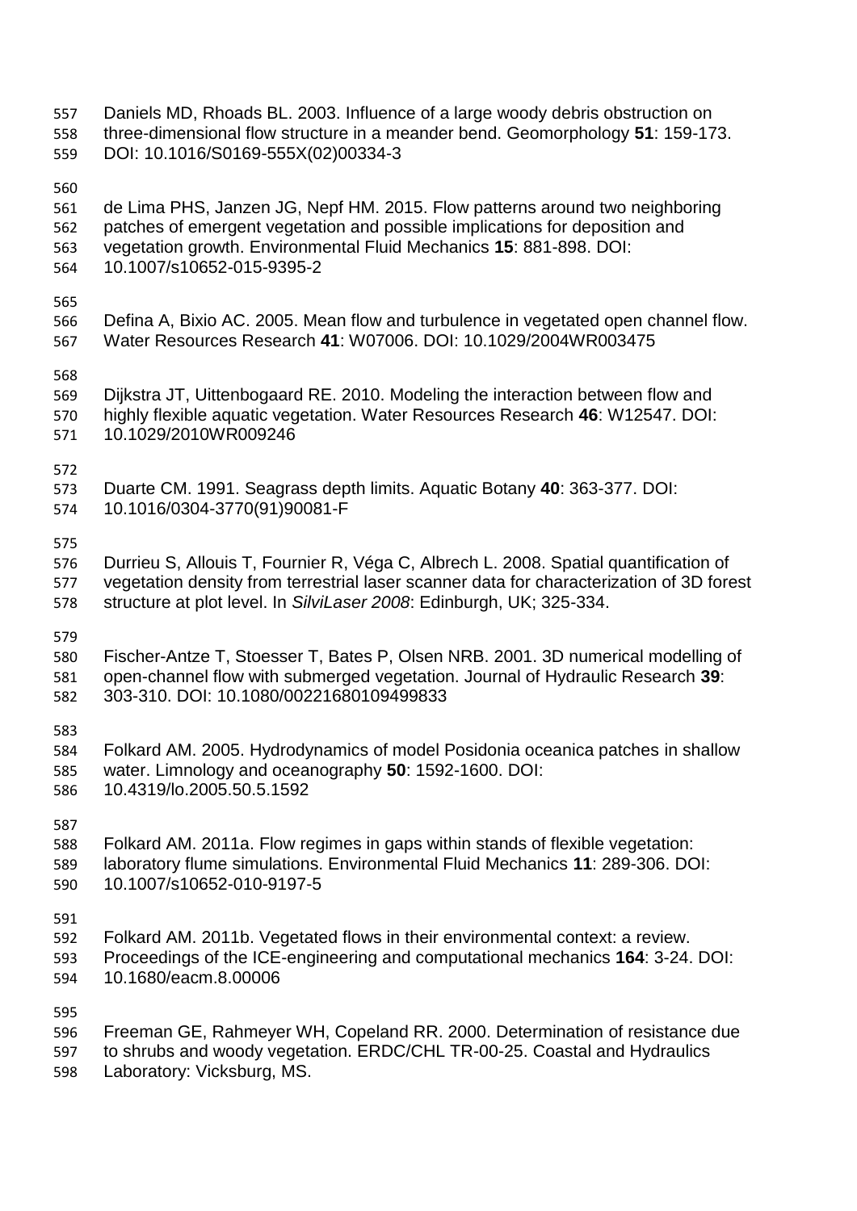Daniels MD, Rhoads BL. 2003. Influence of a large woody debris obstruction on three-dimensional flow structure in a meander bend. Geomorphology **51**: 159-173. DOI: 10.1016/S0169-555X(02)00334-3

de Lima PHS, Janzen JG, Nepf HM. 2015. Flow patterns around two neighboring patches of emergent vegetation and possible implications for deposition and vegetation growth. Environmental Fluid Mechanics **15**: 881-898. DOI: 10.1007/s10652-015-9395-2

Defina A, Bixio AC. 2005. Mean flow and turbulence in vegetated open channel flow. Water Resources Research **41**: W07006. DOI: 10.1029/2004WR003475

Dijkstra JT, Uittenbogaard RE. 2010. Modeling the interaction between flow and highly flexible aquatic vegetation. Water Resources Research **46**: W12547. DOI: 10.1029/2010WR009246

Duarte CM. 1991. Seagrass depth limits. Aquatic Botany **40**: 363-377. DOI: 10.1016/0304-3770(91)90081-F

Durrieu S, Allouis T, Fournier R, Véga C, Albrech L. 2008. Spatial quantification of vegetation density from terrestrial laser scanner data for characterization of 3D forest structure at plot level. In *SilviLaser 2008*: Edinburgh, UK; 325-334.

Fischer-Antze T, Stoesser T, Bates P, Olsen NRB. 2001. 3D numerical modelling of open-channel flow with submerged vegetation. Journal of Hydraulic Research **39**: 303-310. DOI: 10.1080/00221680109499833

Folkard AM. 2005. Hydrodynamics of model Posidonia oceanica patches in shallow water. Limnology and oceanography **50**: 1592-1600. DOI: 10.4319/lo.2005.50.5.1592

Folkard AM. 2011a. Flow regimes in gaps within stands of flexible vegetation: laboratory flume simulations. Environmental Fluid Mechanics **11**: 289-306. DOI: 10.1007/s10652-010-9197-5

Folkard AM. 2011b. Vegetated flows in their environmental context: a review. Proceedings of the ICE-engineering and computational mechanics **164**: 3-24. DOI: 10.1680/eacm.8.00006

Freeman GE, Rahmeyer WH, Copeland RR. 2000. Determination of resistance due to shrubs and woody vegetation. ERDC/CHL TR-00-25. Coastal and Hydraulics Laboratory: Vicksburg, MS.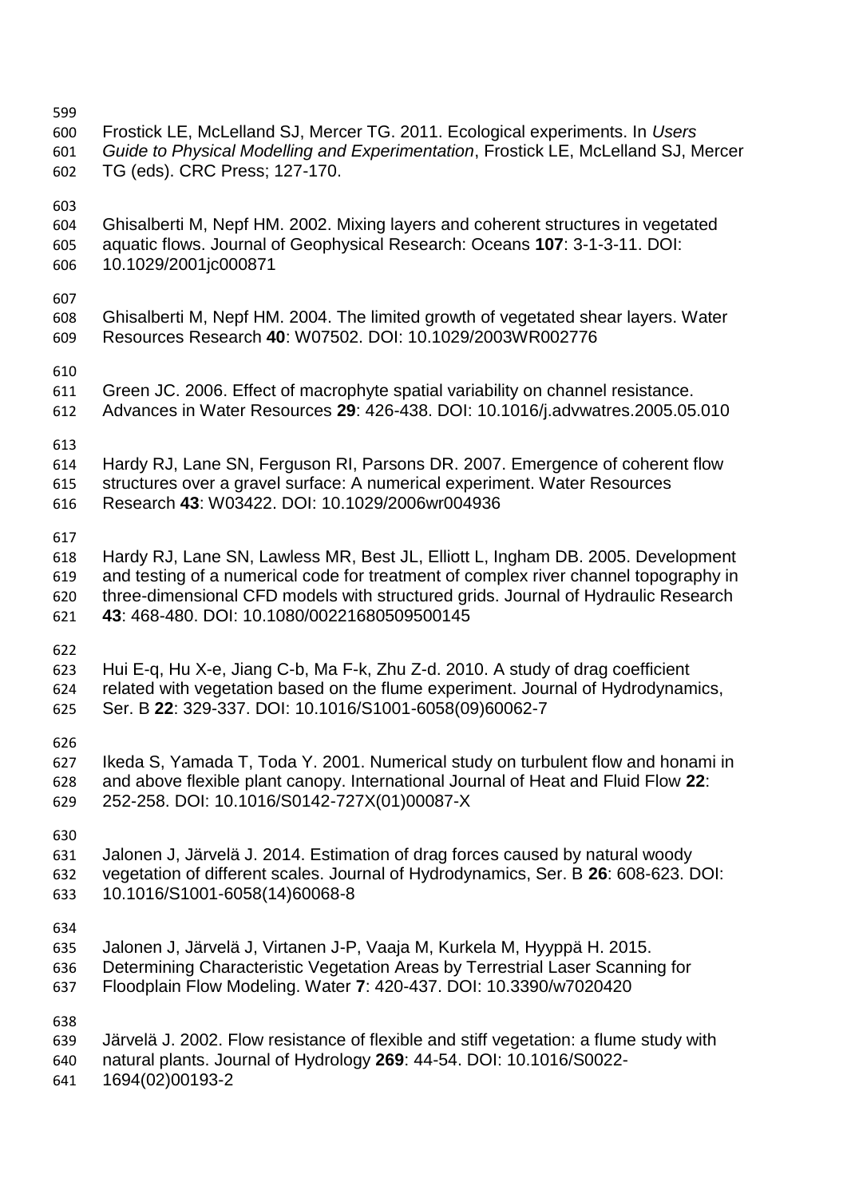Frostick LE, McLelland SJ, Mercer TG. 2011. Ecological experiments. In *Users Guide to Physical Modelling and Experimentation*, Frostick LE, McLelland SJ, Mercer TG (eds). CRC Press; 127-170.

Ghisalberti M, Nepf HM. 2002. Mixing layers and coherent structures in vegetated aquatic flows. Journal of Geophysical Research: Oceans **107**: 3-1-3-11. DOI: 10.1029/2001jc000871

Ghisalberti M, Nepf HM. 2004. The limited growth of vegetated shear layers. Water Resources Research **40**: W07502. DOI: 10.1029/2003WR002776

Green JC. 2006. Effect of macrophyte spatial variability on channel resistance. Advances in Water Resources **29**: 426-438. DOI: 10.1016/j.advwatres.2005.05.010

Hardy RJ, Lane SN, Ferguson RI, Parsons DR. 2007. Emergence of coherent flow structures over a gravel surface: A numerical experiment. Water Resources Research **43**: W03422. DOI: 10.1029/2006wr004936

Hardy RJ, Lane SN, Lawless MR, Best JL, Elliott L, Ingham DB. 2005. Development and testing of a numerical code for treatment of complex river channel topography in three-dimensional CFD models with structured grids. Journal of Hydraulic Research **43**: 468-480. DOI: 10.1080/00221680509500145

Hui E-q, Hu X-e, Jiang C-b, Ma F-k, Zhu Z-d. 2010. A study of drag coefficient related with vegetation based on the flume experiment. Journal of Hydrodynamics, Ser. B **22**: 329-337. DOI: 10.1016/S1001-6058(09)60062-7

Ikeda S, Yamada T, Toda Y. 2001. Numerical study on turbulent flow and honami in and above flexible plant canopy. International Journal of Heat and Fluid Flow **22**: 252-258. DOI: 10.1016/S0142-727X(01)00087-X

Jalonen J, Järvelä J. 2014. Estimation of drag forces caused by natural woody vegetation of different scales. Journal of Hydrodynamics, Ser. B **26**: 608-623. DOI: 10.1016/S1001-6058(14)60068-8

Jalonen J, Järvelä J, Virtanen J-P, Vaaja M, Kurkela M, Hyyppä H. 2015. Determining Characteristic Vegetation Areas by Terrestrial Laser Scanning for Floodplain Flow Modeling. Water **7**: 420-437. DOI: 10.3390/w7020420

Järvelä J. 2002. Flow resistance of flexible and stiff vegetation: a flume study with natural plants. Journal of Hydrology **269**: 44-54. DOI: 10.1016/S0022-1694(02)00193-2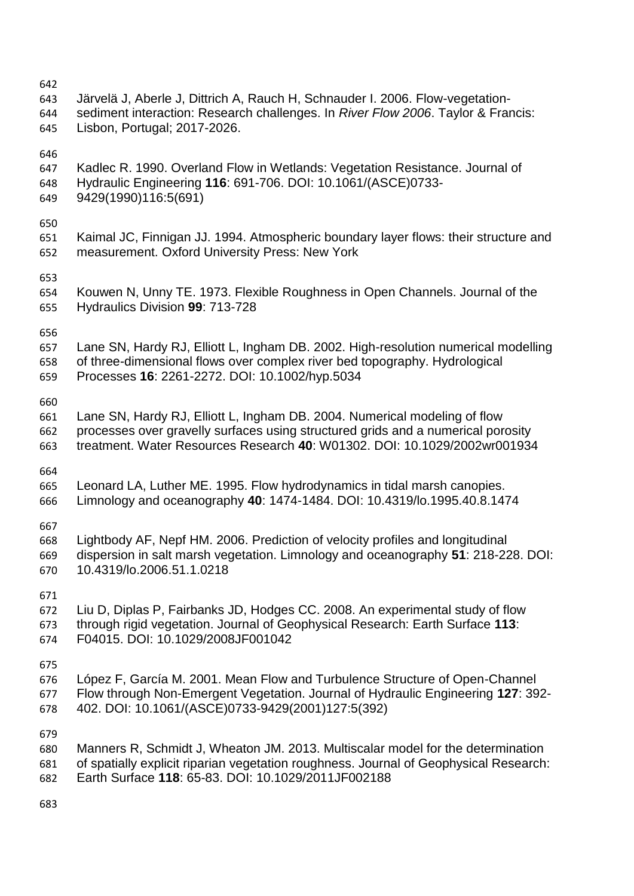Järvelä J, Aberle J, Dittrich A, Rauch H, Schnauder I. 2006. Flow-vegetation-sediment interaction: Research challenges. In *River Flow 2006*. Taylor & Francis: Lisbon, Portugal; 2017-2026.

Kadlec R. 1990. Overland Flow in Wetlands: Vegetation Resistance. Journal of Hydraulic Engineering **116**: 691-706. DOI: 10.1061/(ASCE)0733-9429(1990)116:5(691)

Kaimal JC, Finnigan JJ. 1994. Atmospheric boundary layer flows: their structure and measurement. Oxford University Press: New York

Kouwen N, Unny TE. 1973. Flexible Roughness in Open Channels. Journal of the Hydraulics Division **99**: 713-728

Lane SN, Hardy RJ, Elliott L, Ingham DB. 2002. High-resolution numerical modelling of three-dimensional flows over complex river bed topography. Hydrological Processes **16**: 2261-2272. DOI: 10.1002/hyp.5034

Lane SN, Hardy RJ, Elliott L, Ingham DB. 2004. Numerical modeling of flow processes over gravelly surfaces using structured grids and a numerical porosity treatment. Water Resources Research **40**: W01302. DOI: 10.1029/2002wr001934

Leonard LA, Luther ME. 1995. Flow hydrodynamics in tidal marsh canopies. Limnology and oceanography **40**: 1474-1484. DOI: 10.4319/lo.1995.40.8.1474

Lightbody AF, Nepf HM. 2006. Prediction of velocity profiles and longitudinal dispersion in salt marsh vegetation. Limnology and oceanography **51**: 218-228. DOI: 10.4319/lo.2006.51.1.0218

Liu D, Diplas P, Fairbanks JD, Hodges CC. 2008. An experimental study of flow through rigid vegetation. Journal of Geophysical Research: Earth Surface **113**: F04015. DOI: 10.1029/2008JF001042

López F, García M. 2001. Mean Flow and Turbulence Structure of Open-Channel Flow through Non-Emergent Vegetation. Journal of Hydraulic Engineering **127**: 392-402. DOI: 10.1061/(ASCE)0733-9429(2001)127:5(392)

Manners R, Schmidt J, Wheaton JM. 2013. Multiscalar model for the determination of spatially explicit riparian vegetation roughness. Journal of Geophysical Research: Earth Surface **118**: 65-83. DOI: 10.1029/2011JF002188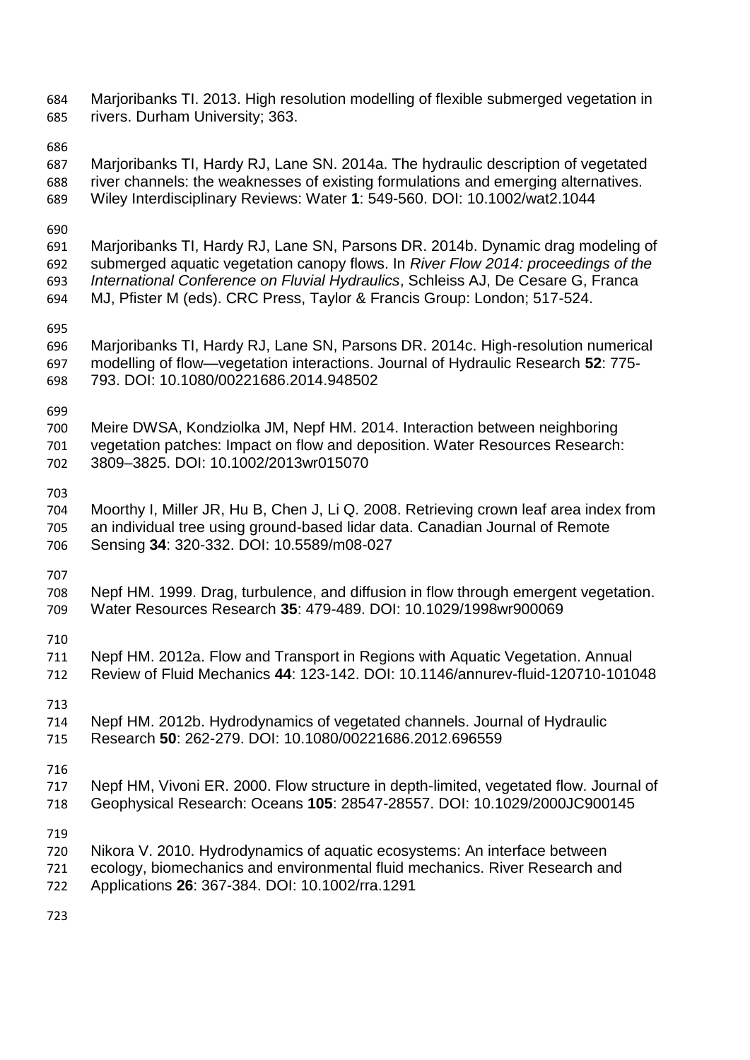Marjoribanks TI. 2013. High resolution modelling of flexible submerged vegetation in rivers. Durham University; 363.

Marjoribanks TI, Hardy RJ, Lane SN. 2014a. The hydraulic description of vegetated river channels: the weaknesses of existing formulations and emerging alternatives. Wiley Interdisciplinary Reviews: Water **1**: 549-560. DOI: 10.1002/wat2.1044

Marjoribanks TI, Hardy RJ, Lane SN, Parsons DR. 2014b. Dynamic drag modeling of submerged aquatic vegetation canopy flows. In *River Flow 2014: proceedings of the International Conference on Fluvial Hydraulics*, Schleiss AJ, De Cesare G, Franca MJ, Pfister M (eds). CRC Press, Taylor & Francis Group: London; 517-524.

Marjoribanks TI, Hardy RJ, Lane SN, Parsons DR. 2014c. High-resolution numerical modelling of flow—vegetation interactions. Journal of Hydraulic Research **52**: 775-793. DOI: 10.1080/00221686.2014.948502

Meire DWSA, Kondziolka JM, Nepf HM. 2014. Interaction between neighboring vegetation patches: Impact on flow and deposition. Water Resources Research: 3809–3825. DOI: 10.1002/2013wr015070

Moorthy I, Miller JR, Hu B, Chen J, Li Q. 2008. Retrieving crown leaf area index from an individual tree using ground-based lidar data. Canadian Journal of Remote Sensing **34**: 320-332. DOI: 10.5589/m08-027

Nepf HM. 1999. Drag, turbulence, and diffusion in flow through emergent vegetation. Water Resources Research **35**: 479-489. DOI: 10.1029/1998wr900069

Nepf HM. 2012a. Flow and Transport in Regions with Aquatic Vegetation. Annual Review of Fluid Mechanics **44**: 123-142. DOI: 10.1146/annurev-fluid-120710-101048

Nepf HM. 2012b. Hydrodynamics of vegetated channels. Journal of Hydraulic Research **50**: 262-279. DOI: 10.1080/00221686.2012.696559

Nepf HM, Vivoni ER. 2000. Flow structure in depth-limited, vegetated flow. Journal of Geophysical Research: Oceans **105**: 28547-28557. DOI: 10.1029/2000JC900145

Nikora V. 2010. Hydrodynamics of aquatic ecosystems: An interface between ecology, biomechanics and environmental fluid mechanics. River Research and Applications **26**: 367-384. DOI: 10.1002/rra.1291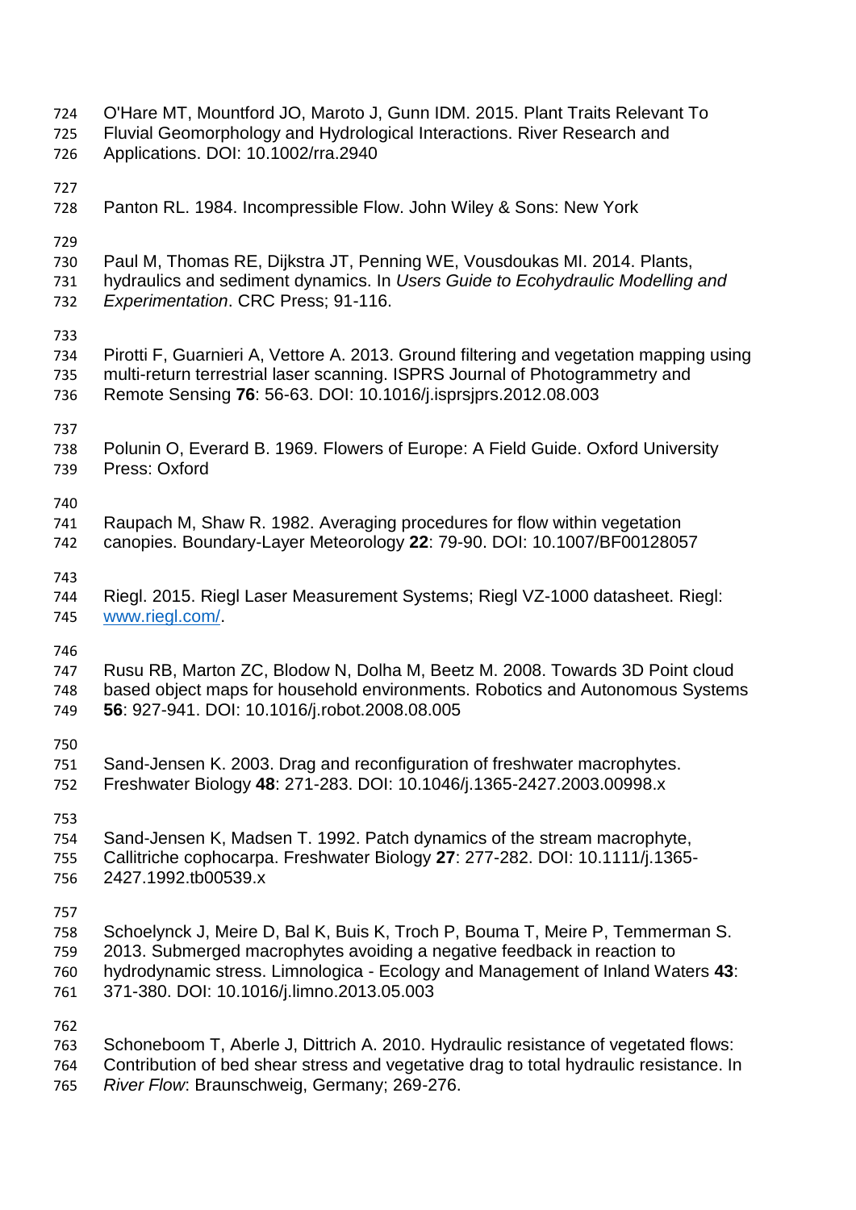O'Hare MT, Mountford JO, Maroto J, Gunn IDM. 2015. Plant Traits Relevant To Fluvial Geomorphology and Hydrological Interactions. River Research and Applications. DOI: 10.1002/rra.2940

Panton RL. 1984. Incompressible Flow. John Wiley & Sons: New York

Paul M, Thomas RE, Dijkstra JT, Penning WE, Vousdoukas MI. 2014. Plants, hydraulics and sediment dynamics. In *Users Guide to Ecohydraulic Modelling and Experimentation*. CRC Press; 91-116.

Pirotti F, Guarnieri A, Vettore A. 2013. Ground filtering and vegetation mapping using multi-return terrestrial laser scanning. ISPRS Journal of Photogrammetry and Remote Sensing **76**: 56-63. DOI: 10.1016/j.isprsjprs.2012.08.003

Polunin O, Everard B. 1969. Flowers of Europe: A Field Guide. Oxford University Press: Oxford

Raupach M, Shaw R. 1982. Averaging procedures for flow within vegetation canopies. Boundary-Layer Meteorology **22**: 79-90. DOI: 10.1007/BF00128057

Riegl. 2015. Riegl Laser Measurement Systems; Riegl VZ-1000 datasheet. Riegl: www.riegl.com/.

Rusu RB, Marton ZC, Blodow N, Dolha M, Beetz M. 2008. Towards 3D Point cloud based object maps for household environments. Robotics and Autonomous Systems **56**: 927-941. DOI: 10.1016/j.robot.2008.08.005

Sand-Jensen K. 2003. Drag and reconfiguration of freshwater macrophytes. Freshwater Biology **48**: 271-283. DOI: 10.1046/j.1365-2427.2003.00998.x

Sand-Jensen K, Madsen T. 1992. Patch dynamics of the stream macrophyte, Callitriche cophocarpa. Freshwater Biology **27**: 277-282. DOI: 10.1111/j.1365-2427.1992.tb00539.x

Schoelynck J, Meire D, Bal K, Buis K, Troch P, Bouma T, Meire P, Temmerman S. 2013. Submerged macrophytes avoiding a negative feedback in reaction to hydrodynamic stress. Limnologica - Ecology and Management of Inland Waters **43**: 371-380. DOI: 10.1016/j.limno.2013.05.003

Schoneboom T, Aberle J, Dittrich A. 2010. Hydraulic resistance of vegetated flows: Contribution of bed shear stress and vegetative drag to total hydraulic resistance. In *River Flow*: Braunschweig, Germany; 269-276.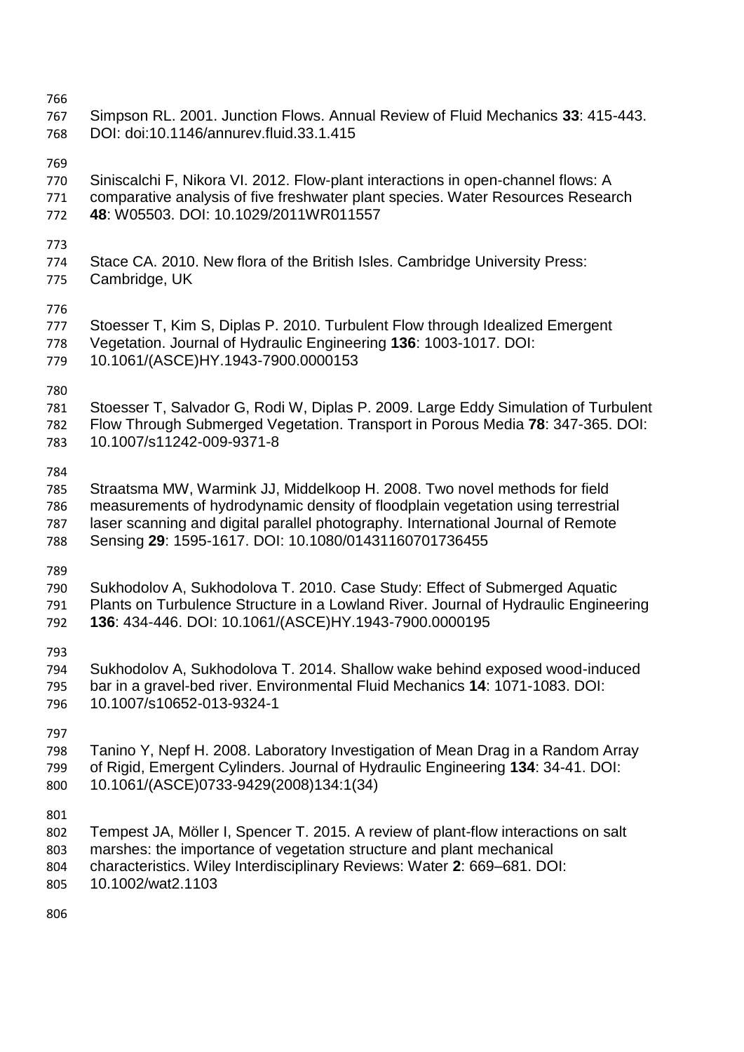Simpson RL. 2001. Junction Flows. Annual Review of Fluid Mechanics **33**: 415-443. DOI: doi:10.1146/annurev.fluid.33.1.415

Siniscalchi F, Nikora VI. 2012. Flow-plant interactions in open-channel flows: A comparative analysis of five freshwater plant species. Water Resources Research **48**: W05503. DOI: 10.1029/2011WR011557

Stace CA. 2010. New flora of the British Isles. Cambridge University Press: Cambridge, UK

Stoesser T, Kim S, Diplas P. 2010. Turbulent Flow through Idealized Emergent Vegetation. Journal of Hydraulic Engineering **136**: 1003-1017. DOI: 10.1061/(ASCE)HY.1943-7900.0000153

Stoesser T, Salvador G, Rodi W, Diplas P. 2009. Large Eddy Simulation of Turbulent Flow Through Submerged Vegetation. Transport in Porous Media **78**: 347-365. DOI: 10.1007/s11242-009-9371-8

Straatsma MW, Warmink JJ, Middelkoop H. 2008. Two novel methods for field measurements of hydrodynamic density of floodplain vegetation using terrestrial laser scanning and digital parallel photography. International Journal of Remote Sensing **29**: 1595-1617. DOI: 10.1080/01431160701736455

Sukhodolov A, Sukhodolova T. 2010. Case Study: Effect of Submerged Aquatic Plants on Turbulence Structure in a Lowland River. Journal of Hydraulic Engineering **136**: 434-446. DOI: 10.1061/(ASCE)HY.1943-7900.0000195

Sukhodolov A, Sukhodolova T. 2014. Shallow wake behind exposed wood-induced bar in a gravel-bed river. Environmental Fluid Mechanics **14**: 1071-1083. DOI: 10.1007/s10652-013-9324-1

Tanino Y, Nepf H. 2008. Laboratory Investigation of Mean Drag in a Random Array of Rigid, Emergent Cylinders. Journal of Hydraulic Engineering **134**: 34-41. DOI: 10.1061/(ASCE)0733-9429(2008)134:1(34)

Tempest JA, Möller I, Spencer T. 2015. A review of plant-flow interactions on salt marshes: the importance of vegetation structure and plant mechanical characteristics. Wiley Interdisciplinary Reviews: Water **2**: 669–681. DOI: 10.1002/wat2.1103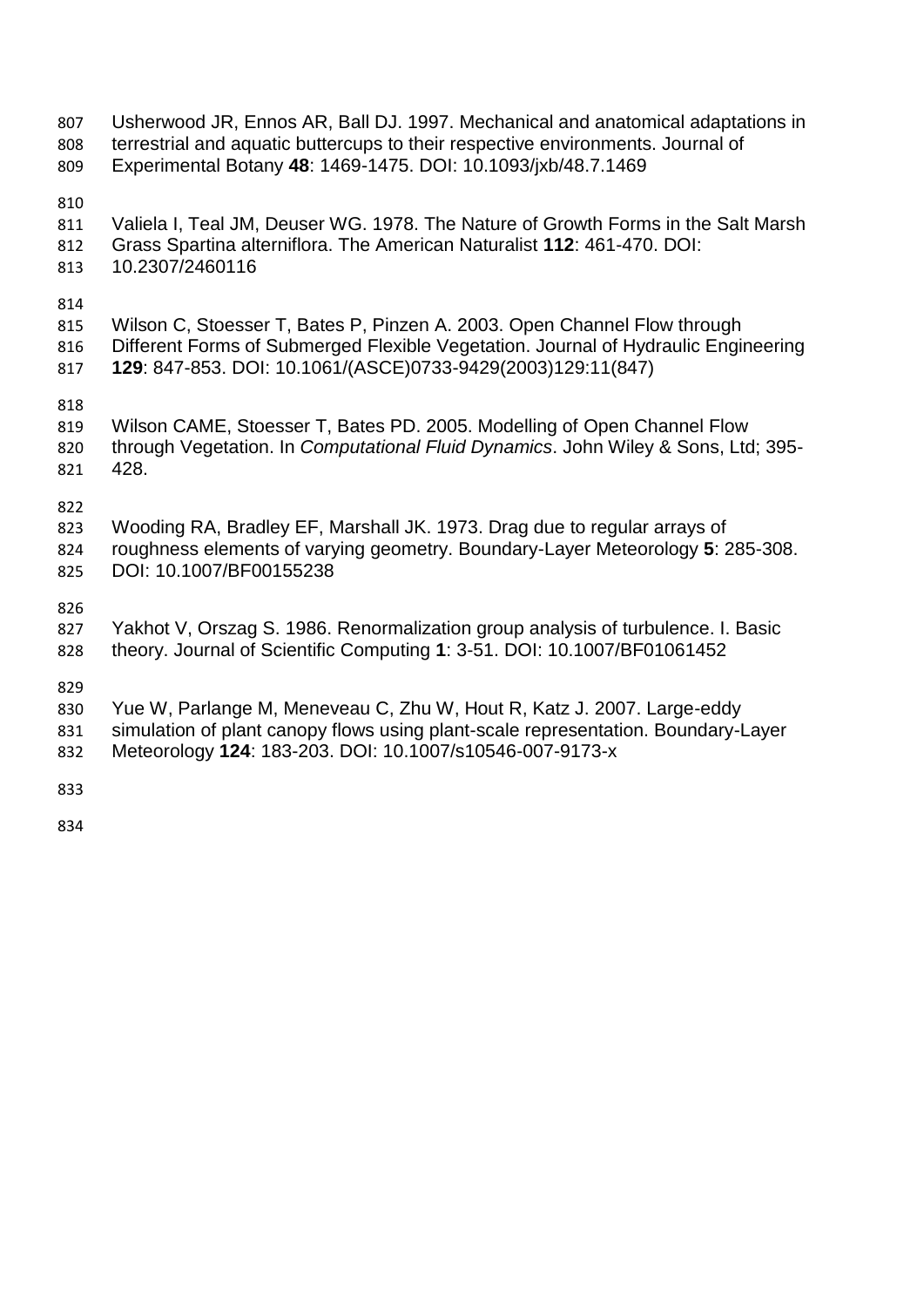Usherwood JR, Ennos AR, Ball DJ. 1997. Mechanical and anatomical adaptations in terrestrial and aquatic buttercups to their respective environments. Journal of Experimental Botany **48**: 1469-1475. DOI: 10.1093/jxb/48.7.1469

Valiela I, Teal JM, Deuser WG. 1978. The Nature of Growth Forms in the Salt Marsh Grass Spartina alterniflora. The American Naturalist **112**: 461-470. DOI: 10.2307/2460116

Wilson C, Stoesser T, Bates P, Pinzen A. 2003. Open Channel Flow through Different Forms of Submerged Flexible Vegetation. Journal of Hydraulic Engineering **129**: 847-853. DOI: 10.1061/(ASCE)0733-9429(2003)129:11(847)

Wilson CAME, Stoesser T, Bates PD. 2005. Modelling of Open Channel Flow through Vegetation. In *Computational Fluid Dynamics*. John Wiley & Sons, Ltd; 395-428.

Wooding RA, Bradley EF, Marshall JK. 1973. Drag due to regular arrays of roughness elements of varying geometry. Boundary-Layer Meteorology **5**: 285-308. DOI: 10.1007/BF00155238

Yakhot V, Orszag S. 1986. Renormalization group analysis of turbulence. I. Basic theory. Journal of Scientific Computing **1**: 3-51. DOI: 10.1007/BF01061452

Yue W, Parlange M, Meneveau C, Zhu W, Hout R, Katz J. 2007. Large-eddy simulation of plant canopy flows using plant-scale representation. Boundary-Layer Meteorology **124**: 183-203. DOI: 10.1007/s10546-007-9173-x